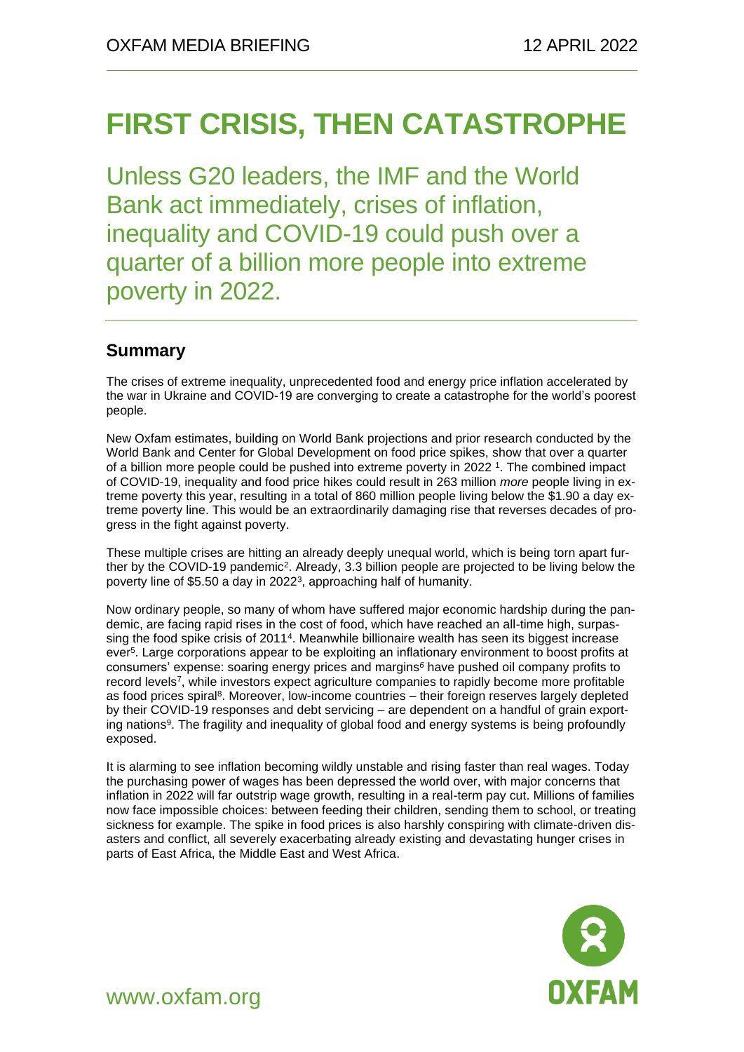# FIRST CRISIS, THEN CATASTROPHE

Unless G20 leaders, the IMF and the World Bank act immediately, crises of inflation, inequality and COVID-19 could push over a quarter of a billion more people into extreme poverty in 2022.

## Summary

The crises of extreme inequality, unprecedented food and energy price inflation accelerated by the war in Ukraine and COVID-19 are converging to create a catastrophe for the world's poorest people.

New Oxfam estimates, building on World Bank projections and prior research conducted by the World Bank and Center for Global Development on food price spikes, show that over a quarter of a billion more people could be pushed into extreme poverty in 2022 [1]. The combined impact of COVID-19, inequality and food price hikes could result in 263 million *more* people living in extreme poverty this year, resulting in a total of 860 million people living below the $1.90 a day extreme poverty line. This would be an extraordinarily damaging rise that reverses decades of progress in the fight against poverty.

These multiple crises are hitting an already deeply unequal world, which is being torn apart further by the COVID-19 pandemic[2]. Already, 3.3 billion people are projected to be living below the poverty line of $5.50 a day in 2022[3], approaching half of humanity.

Now ordinary people, so many of whom have suffered major economic hardship during the pandemic, are facing rapid rises in the cost of food, which have reached an all-time high, surpassing the food spike crisis of 2011[4]. Meanwhile billionaire wealth has seen its biggest increase ever[5]. Large corporations appear to be exploiting an inflationary environment to boost profits at consumers' expense: soaring energy prices and margins[6] have pushed oil company profits to record levels[7], while investors expect agriculture companies to rapidly become more profitable as food prices spiral[8]. Moreover, low-income countries – their foreign reserves largely depleted by their COVID-19 responses and debt servicing – are dependent on a handful of grain exporting nations[9]. The fragility and inequality of global food and energy systems is being profoundly exposed.

It is alarming to see inflation becoming wildly unstable and rising faster than real wages. Today the purchasing power of wages has been depressed the world over, with major concerns that inflation in 2022 will far outstrip wage growth, resulting in a real-term pay cut. Millions of families now face impossible choices: between feeding their children, sending them to school, or treating sickness for example. The spike in food prices is also harshly conspiring with climate-driven disasters and conflict, all severely exacerbating already existing and devastating hunger crises in parts of East Africa, the Middle East and West Africa.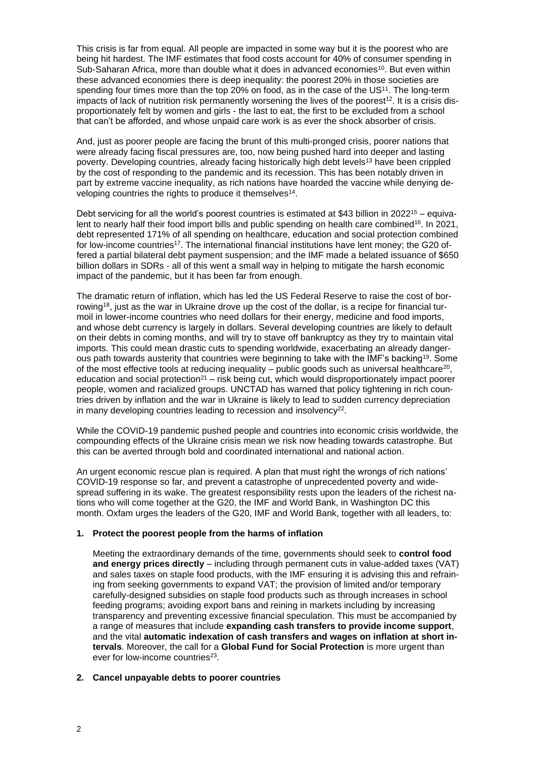This crisis is far from equal. All people are impacted in some way but it is the poorest who are being hit hardest. The IMF estimates that food costs account for 40% of consumer spending in Sub-Saharan Africa, more than double what it does in advanced economies[10]. But even within these advanced economies there is deep inequality: the poorest 20% in those societies are spending four times more than the top 20% on food, as in the case of the US[11]. The long-term impacts of lack of nutrition risk permanently worsening the lives of the poorest[12]. It is a crisis disproportionately felt by women and girls - the last to eat, the first to be excluded from a school that can't be afforded, and whose unpaid care work is as ever the shock absorber of crisis.

And, just as poorer people are facing the brunt of this multi-pronged crisis, poorer nations that were already facing fiscal pressures are, too, now being pushed hard into deeper and lasting poverty. Developing countries, already facing historically high debt levels[13] have been crippled by the cost of responding to the pandemic and its recession. This has been notably driven in part by extreme vaccine inequality, as rich nations have hoarded the vaccine while denying developing countries the rights to produce it themselves[14].

Debt servicing for all the world's poorest countries is estimated at $43 billion in 2022[15] – equivalent to nearly half their food import bills and public spending on health care combined[16]. In 2021, debt represented 171% of all spending on healthcare, education and social protection combined for low-income countries[17]. The international financial institutions have lent money; the G20 offered a partial bilateral debt payment suspension; and the IMF made a belated issuance of $650 billion dollars in SDRs - all of this went a small way in helping to mitigate the harsh economic impact of the pandemic, but it has been far from enough.

The dramatic return of inflation, which has led the US Federal Reserve to raise the cost of borrowing[18], just as the war in Ukraine drove up the cost of the dollar, is a recipe for financial turmoil in lower-income countries who need dollars for their energy, medicine and food imports, and whose debt currency is largely in dollars. Several developing countries are likely to default on their debts in coming months, and will try to stave off bankruptcy as they try to maintain vital imports. This could mean drastic cuts to spending worldwide, exacerbating an already dangerous path towards austerity that countries were beginning to take with the IMF's backing[19]. Some of the most effective tools at reducing inequality – public goods such as universal healthcare[20], education and social protection[21] – risk being cut, which would disproportionately impact poorer people, women and racialized groups. UNCTAD has warned that policy tightening in rich countries driven by inflation and the war in Ukraine is likely to lead to sudden currency depreciation in many developing countries leading to recession and insolvency[22].

While the COVID-19 pandemic pushed people and countries into economic crisis worldwide, the compounding effects of the Ukraine crisis mean we risk now heading towards catastrophe. But this can be averted through bold and coordinated international and national action.

An urgent economic rescue plan is required. A plan that must right the wrongs of rich nations' COVID-19 response so far, and prevent a catastrophe of unprecedented poverty and widespread suffering in its wake. The greatest responsibility rests upon the leaders of the richest nations who will come together at the G20, the IMF and World Bank, in Washington DC this month. Oxfam urges the leaders of the G20, IMF and World Bank, together with all leaders, to:

1. **Protect the poorest people from the harms of inflation**

   Meeting the extraordinary demands of the time, governments should seek to **control food and energy prices directly** – including through permanent cuts in value-added taxes (VAT) and sales taxes on staple food products, with the IMF ensuring it is advising this and refraining from seeking governments to expand VAT; the provision of limited and/or temporary carefully-designed subsidies on staple food products such as through increases in school feeding programs; avoiding export bans and reining in markets including by increasing transparency and preventing excessive financial speculation. This must be accompanied by a range of measures that include **expanding cash transfers to provide income support**, and the vital **automatic indexation of cash transfers and wages on inflation at short intervals**. Moreover, the call for a **Global Fund for Social Protection** is more urgent than ever for low-income countries[23].

2. **Cancel unpayable debts to poorer countries**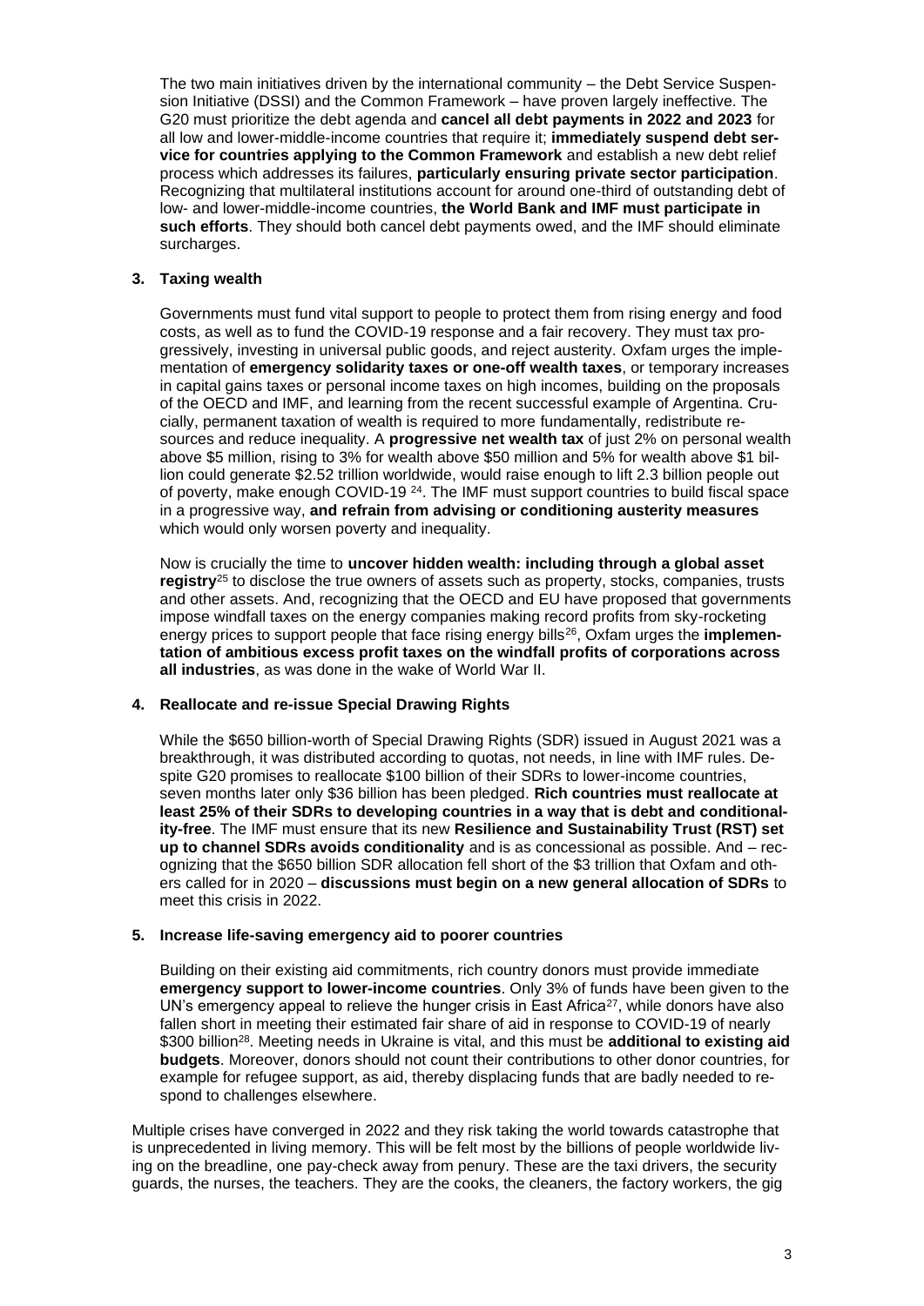The two main initiatives driven by the international community – the Debt Service Suspension Initiative (DSSI) and the Common Framework – have proven largely ineffective. The G20 must prioritize the debt agenda and **cancel all debt payments in 2022 and 2023** for all low and lower-middle-income countries that require it; **immediately suspend debt service for countries applying to the Common Framework** and establish a new debt relief process which addresses its failures, **particularly ensuring private sector participation**. Recognizing that multilateral institutions account for around one-third of outstanding debt of low- and lower-middle-income countries, **the World Bank and IMF must participate in such efforts**. They should both cancel debt payments owed, and the IMF should eliminate surcharges.

### 3. Taxing wealth

Governments must fund vital support to people to protect them from rising energy and food costs, as well as to fund the COVID-19 response and a fair recovery. They must tax progressively, investing in universal public goods, and reject austerity. Oxfam urges the implementation of **emergency solidarity taxes or one-off wealth taxes**, or temporary increases in capital gains taxes or personal income taxes on high incomes, building on the proposals of the OECD and IMF, and learning from the recent successful example of Argentina. Crucially, permanent taxation of wealth is required to more fundamentally, redistribute resources and reduce inequality. A **progressive net wealth tax** of just 2% on personal wealth above \$5 million, rising to 3% for wealth above \$50 million and 5% for wealth above \$1 billion could generate \$2.52 trillion worldwide, would raise enough to lift 2.3 billion people out of poverty, make enough COVID-19 [24]. The IMF must support countries to build fiscal space in a progressive way, **and refrain from advising or conditioning austerity measures** which would only worsen poverty and inequality.

Now is crucially the time to **uncover hidden wealth: including through a global asset registry**[25] to disclose the true owners of assets such as property, stocks, companies, trusts and other assets. And, recognizing that the OECD and EU have proposed that governments impose windfall taxes on the energy companies making record profits from sky-rocketing energy prices to support people that face rising energy bills[26], Oxfam urges the **implementation of ambitious excess profit taxes on the windfall profits of corporations across all industries**, as was done in the wake of World War II.

### 4. Reallocate and re-issue Special Drawing Rights

While the \$650 billion-worth of Special Drawing Rights (SDR) issued in August 2021 was a breakthrough, it was distributed according to quotas, not needs, in line with IMF rules. Despite G20 promises to reallocate \$100 billion of their SDRs to lower-income countries, seven months later only \$36 billion has been pledged. **Rich countries must reallocate at least 25% of their SDRs to developing countries in a way that is debt and conditionality-free**. The IMF must ensure that its new **Resilience and Sustainability Trust (RST) set up to channel SDRs avoids conditionality** and is as concessional as possible. And – recognizing that the \$650 billion SDR allocation fell short of the \$3 trillion that Oxfam and others called for in 2020 – **discussions must begin on a new general allocation of SDRs** to meet this crisis in 2022.

### 5. Increase life-saving emergency aid to poorer countries

Building on their existing aid commitments, rich country donors must provide immediate **emergency support to lower-income countries**. Only 3% of funds have been given to the UN's emergency appeal to relieve the hunger crisis in East Africa[27], while donors have also fallen short in meeting their estimated fair share of aid in response to COVID-19 of nearly \$300 billion[28]. Meeting needs in Ukraine is vital, and this must be **additional to existing aid budgets**. Moreover, donors should not count their contributions to other donor countries, for example for refugee support, as aid, thereby displacing funds that are badly needed to respond to challenges elsewhere.

Multiple crises have converged in 2022 and they risk taking the world towards catastrophe that is unprecedented in living memory. This will be felt most by the billions of people worldwide living on the breadline, one pay-check away from penury. These are the taxi drivers, the security guards, the nurses, the teachers. They are the cooks, the cleaners, the factory workers, the gig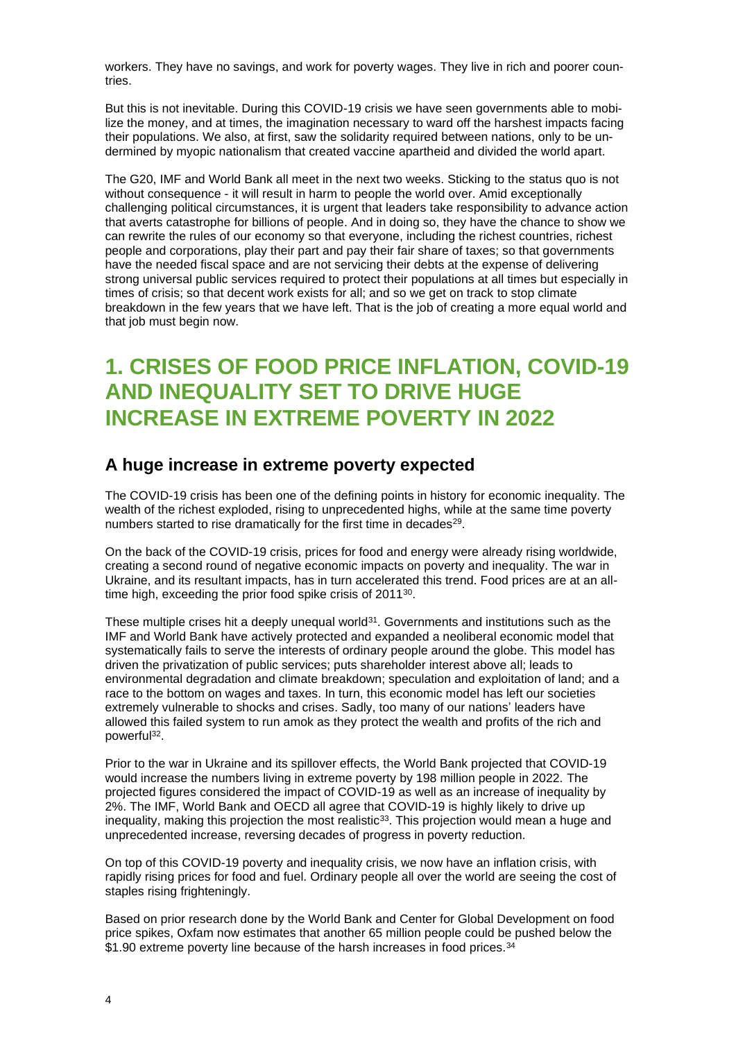workers. They have no savings, and work for poverty wages. They live in rich and poorer countries.

But this is not inevitable. During this COVID-19 crisis we have seen governments able to mobilize the money, and at times, the imagination necessary to ward off the harshest impacts facing their populations. We also, at first, saw the solidarity required between nations, only to be undermined by myopic nationalism that created vaccine apartheid and divided the world apart.

The G20, IMF and World Bank all meet in the next two weeks. Sticking to the status quo is not without consequence - it will result in harm to people the world over. Amid exceptionally challenging political circumstances, it is urgent that leaders take responsibility to advance action that averts catastrophe for billions of people. And in doing so, they have the chance to show we can rewrite the rules of our economy so that everyone, including the richest countries, richest people and corporations, play their part and pay their fair share of taxes; so that governments have the needed fiscal space and are not servicing their debts at the expense of delivering strong universal public services required to protect their populations at all times but especially in times of crisis; so that decent work exists for all; and so we get on track to stop climate breakdown in the few years that we have left. That is the job of creating a more equal world and that job must begin now.

# 1. CRISES OF FOOD PRICE INFLATION, COVID-19 AND INEQUALITY SET TO DRIVE HUGE INCREASE IN EXTREME POVERTY IN 2022

## A huge increase in extreme poverty expected

The COVID-19 crisis has been one of the defining points in history for economic inequality. The wealth of the richest exploded, rising to unprecedented highs, while at the same time poverty numbers started to rise dramatically for the first time in decades[29].

On the back of the COVID-19 crisis, prices for food and energy were already rising worldwide, creating a second round of negative economic impacts on poverty and inequality. The war in Ukraine, and its resultant impacts, has in turn accelerated this trend. Food prices are at an all-time high, exceeding the prior food spike crisis of 2011[30].

These multiple crises hit a deeply unequal world[31]. Governments and institutions such as the IMF and World Bank have actively protected and expanded a neoliberal economic model that systematically fails to serve the interests of ordinary people around the globe. This model has driven the privatization of public services; puts shareholder interest above all; leads to environmental degradation and climate breakdown; speculation and exploitation of land; and a race to the bottom on wages and taxes. In turn, this economic model has left our societies extremely vulnerable to shocks and crises. Sadly, too many of our nations' leaders have allowed this failed system to run amok as they protect the wealth and profits of the rich and powerful[32].

Prior to the war in Ukraine and its spillover effects, the World Bank projected that COVID-19 would increase the numbers living in extreme poverty by 198 million people in 2022. The projected figures considered the impact of COVID-19 as well as an increase of inequality by 2%. The IMF, World Bank and OECD all agree that COVID-19 is highly likely to drive up inequality, making this projection the most realistic[33]. This projection would mean a huge and unprecedented increase, reversing decades of progress in poverty reduction.

On top of this COVID-19 poverty and inequality crisis, we now have an inflation crisis, with rapidly rising prices for food and fuel. Ordinary people all over the world are seeing the cost of staples rising frighteningly.

Based on prior research done by the World Bank and Center for Global Development on food price spikes, Oxfam now estimates that another 65 million people could be pushed below the $1.90 extreme poverty line because of the harsh increases in food prices.[34]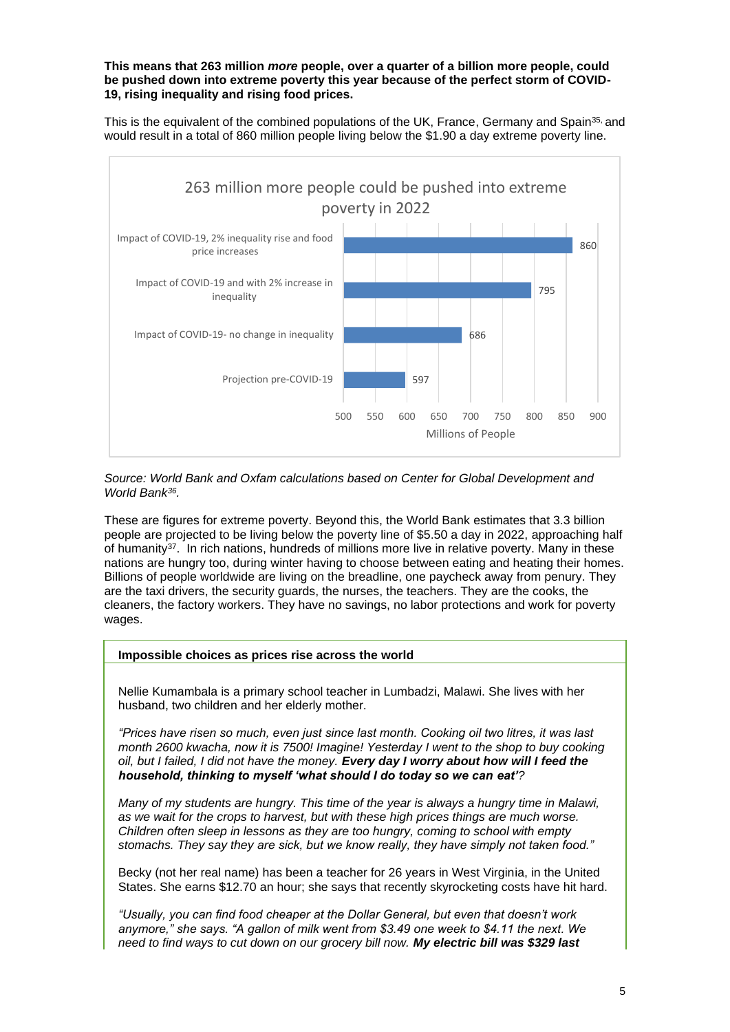**This means that 263 million *more* people, over a quarter of a billion more people, could be pushed down into extreme poverty this year because of the perfect storm of COVID-19, rising inequality and rising food prices.**

This is the equivalent of the combined populations of the UK, France, Germany and Spain[35], and would result in a total of 860 million people living below the $1.90 a day extreme poverty line.

**263 million more people could be pushed into extreme poverty in 2022**

| Scenario | Millions of People |
| --- | --- |
| Impact of COVID-19, 2% inequality rise and food price increases | 860 |
| Impact of COVID-19 and with 2% increase in inequality | 795 |
| Impact of COVID-19- no change in inequality | 686 |
| Projection pre-COVID-19 | 597 |

*Source: World Bank and Oxfam calculations based on Center for Global Development and World Bank[36].*

These are figures for extreme poverty. Beyond this, the World Bank estimates that 3.3 billion people are projected to be living below the poverty line of $5.50 a day in 2022, approaching half of humanity[37]. In rich nations, hundreds of millions more live in relative poverty. Many in these nations are hungry too, during winter having to choose between eating and heating their homes. Billions of people worldwide are living on the breadline, one paycheck away from penury. They are the taxi drivers, the security guards, the nurses, the teachers. They are the cooks, the cleaners, the factory workers. They have no savings, no labor protections and work for poverty wages.

**Impossible choices as prices rise across the world**

Nellie Kumambala is a primary school teacher in Lumbadzi, Malawi. She lives with her husband, two children and her elderly mother.

*"Prices have risen so much, even just since last month. Cooking oil two litres, it was last month 2600 kwacha, now it is 7500! Imagine! Yesterday I went to the shop to buy cooking oil, but I failed, I did not have the money.* ***Every day I worry about how will I feed the household, thinking to myself 'what should I do today so we can eat'****?*

*Many of my students are hungry. This time of the year is always a hungry time in Malawi, as we wait for the crops to harvest, but with these high prices things are much worse. Children often sleep in lessons as they are too hungry, coming to school with empty stomachs. They say they are sick, but we know really, they have simply not taken food."*

Becky (not her real name) has been a teacher for 26 years in West Virginia, in the United States. She earns $12.70 an hour; she says that recently skyrocketing costs have hit hard.

*"Usually, you can find food cheaper at the Dollar General, but even that doesn't work anymore," she says. "A gallon of milk went from $3.49 one week to $4.11 the next. We need to find ways to cut down on our grocery bill now.* ***My electric bill was $329 last***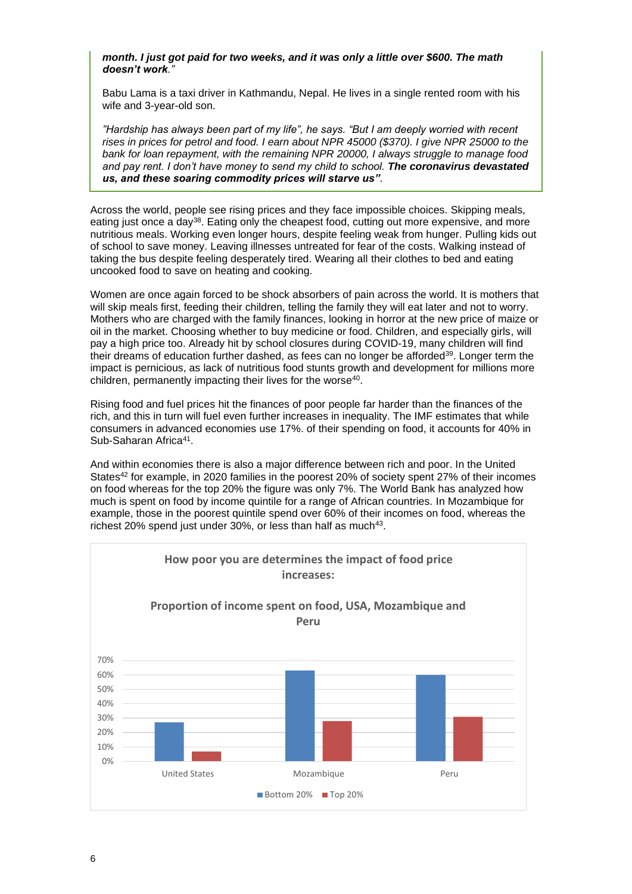***month. I just got paid for two weeks, and it was only a little over $600. The math doesn't work**."*

Babu Lama is a taxi driver in Kathmandu, Nepal. He lives in a single rented room with his wife and 3-year-old son.

*"Hardship has always been part of my life", he says. "But I am deeply worried with recent rises in prices for petrol and food. I earn about NPR 45000 ($370). I give NPR 25000 to the bank for loan repayment, with the remaining NPR 20000, I always struggle to manage food and pay rent. I don't have money to send my child to school.* ***The coronavirus devastated us, and these soaring commodity prices will starve us"****.*

Across the world, people see rising prices and they face impossible choices. Skipping meals, eating just once a day[38]. Eating only the cheapest food, cutting out more expensive, and more nutritious meals. Working even longer hours, despite feeling weak from hunger. Pulling kids out of school to save money. Leaving illnesses untreated for fear of the costs. Walking instead of taking the bus despite feeling desperately tired. Wearing all their clothes to bed and eating uncooked food to save on heating and cooking.

Women are once again forced to be shock absorbers of pain across the world. It is mothers that will skip meals first, feeding their children, telling the family they will eat later and not to worry. Mothers who are charged with the family finances, looking in horror at the new price of maize or oil in the market. Choosing whether to buy medicine or food. Children, and especially girls, will pay a high price too. Already hit by school closures during COVID-19, many children will find their dreams of education further dashed, as fees can no longer be afforded[39]. Longer term the impact is pernicious, as lack of nutritious food stunts growth and development for millions more children, permanently impacting their lives for the worse[40].

Rising food and fuel prices hit the finances of poor people far harder than the finances of the rich, and this in turn will fuel even further increases in inequality. The IMF estimates that while consumers in advanced economies use 17%. of their spending on food, it accounts for 40% in Sub-Saharan Africa[41].

And within economies there is also a major difference between rich and poor. In the United States[42] for example, in 2020 families in the poorest 20% of society spent 27% of their incomes on food whereas for the top 20% the figure was only 7%. The World Bank has analyzed how much is spent on food by income quintile for a range of African countries. In Mozambique for example, those in the poorest quintile spend over 60% of their incomes on food, whereas the richest 20% spend just under 30%, or less than half as much[43].

**How poor you are determines the impact of food price increases:**

**Proportion of income spent on food, USA, Mozambique and Peru**

| | Bottom 20% | Top 20% |
|---|---|---|
| United States | 27% | 7% |
| Mozambique | ~63% | ~28% |
| Peru | ~60% | ~31% |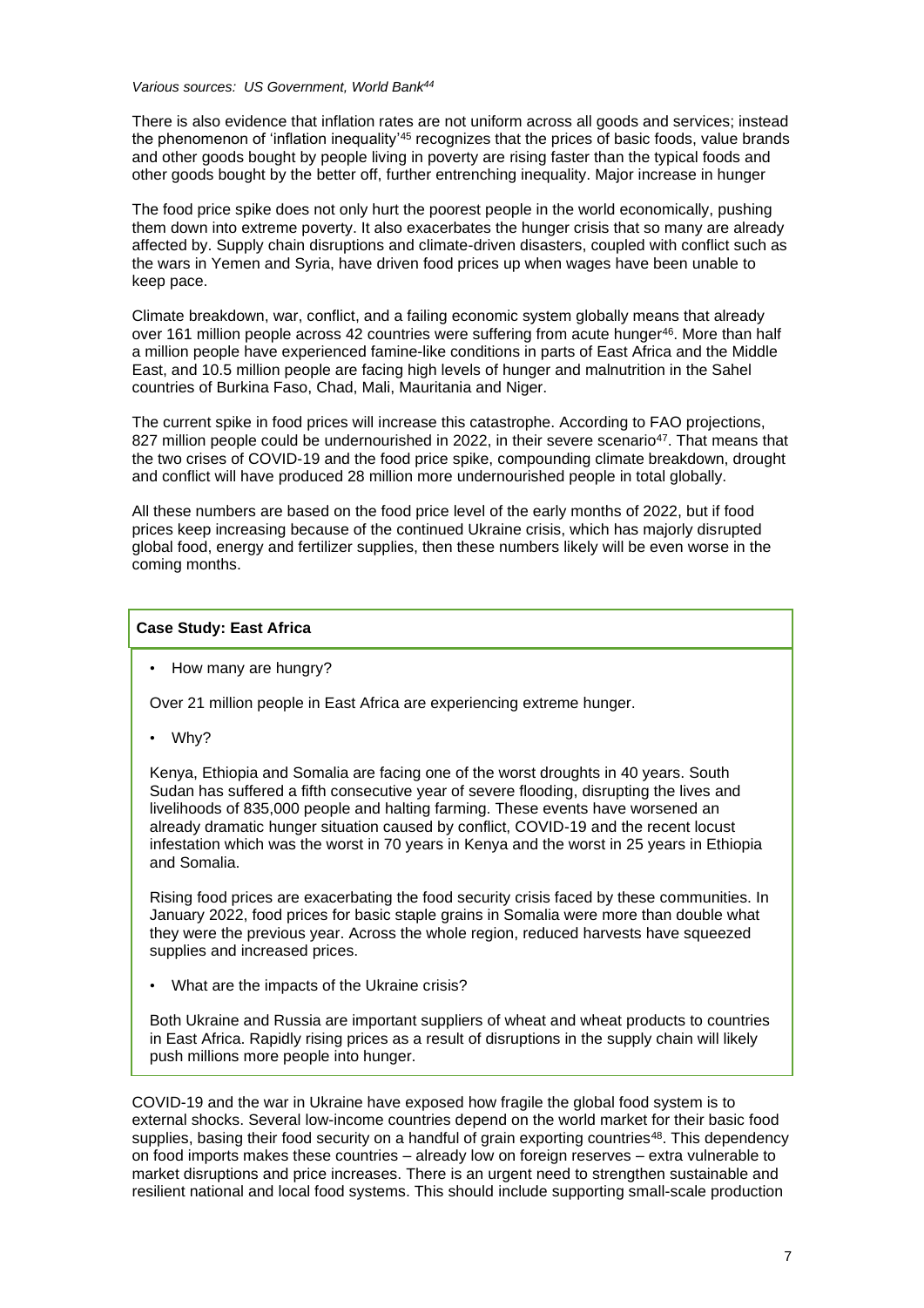*Various sources: US Government, World Bank[44]*

There is also evidence that inflation rates are not uniform across all goods and services; instead the phenomenon of 'inflation inequality'[45] recognizes that the prices of basic foods, value brands and other goods bought by people living in poverty are rising faster than the typical foods and other goods bought by the better off, further entrenching inequality. Major increase in hunger

The food price spike does not only hurt the poorest people in the world economically, pushing them down into extreme poverty. It also exacerbates the hunger crisis that so many are already affected by. Supply chain disruptions and climate-driven disasters, coupled with conflict such as the wars in Yemen and Syria, have driven food prices up when wages have been unable to keep pace.

Climate breakdown, war, conflict, and a failing economic system globally means that already over 161 million people across 42 countries were suffering from acute hunger[46]. More than half a million people have experienced famine-like conditions in parts of East Africa and the Middle East, and 10.5 million people are facing high levels of hunger and malnutrition in the Sahel countries of Burkina Faso, Chad, Mali, Mauritania and Niger.

The current spike in food prices will increase this catastrophe. According to FAO projections, 827 million people could be undernourished in 2022, in their severe scenario[47]. That means that the two crises of COVID-19 and the food price spike, compounding climate breakdown, drought and conflict will have produced 28 million more undernourished people in total globally.

All these numbers are based on the food price level of the early months of 2022, but if food prices keep increasing because of the continued Ukraine crisis, which has majorly disrupted global food, energy and fertilizer supplies, then these numbers likely will be even worse in the coming months.

**Case Study: East Africa**

- How many are hungry?

Over 21 million people in East Africa are experiencing extreme hunger.

- Why?

Kenya, Ethiopia and Somalia are facing one of the worst droughts in 40 years. South Sudan has suffered a fifth consecutive year of severe flooding, disrupting the lives and livelihoods of 835,000 people and halting farming. These events have worsened an already dramatic hunger situation caused by conflict, COVID-19 and the recent locust infestation which was the worst in 70 years in Kenya and the worst in 25 years in Ethiopia and Somalia.

Rising food prices are exacerbating the food security crisis faced by these communities. In January 2022, food prices for basic staple grains in Somalia were more than double what they were the previous year. Across the whole region, reduced harvests have squeezed supplies and increased prices.

- What are the impacts of the Ukraine crisis?

Both Ukraine and Russia are important suppliers of wheat and wheat products to countries in East Africa. Rapidly rising prices as a result of disruptions in the supply chain will likely push millions more people into hunger.

COVID-19 and the war in Ukraine have exposed how fragile the global food system is to external shocks. Several low-income countries depend on the world market for their basic food supplies, basing their food security on a handful of grain exporting countries[48]. This dependency on food imports makes these countries – already low on foreign reserves – extra vulnerable to market disruptions and price increases. There is an urgent need to strengthen sustainable and resilient national and local food systems. This should include supporting small-scale production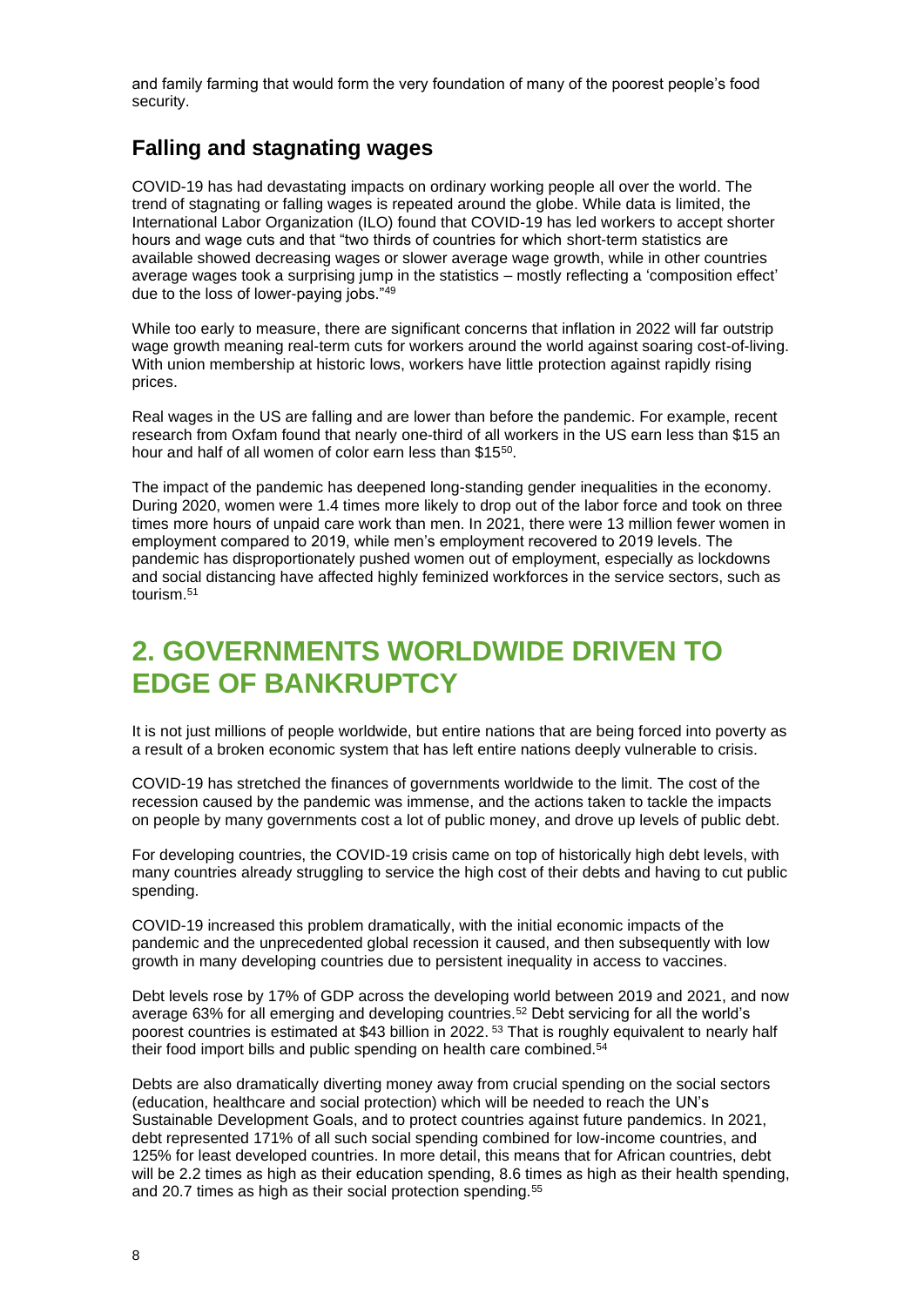and family farming that would form the very foundation of many of the poorest people's food security.

## Falling and stagnating wages

COVID-19 has had devastating impacts on ordinary working people all over the world. The trend of stagnating or falling wages is repeated around the globe. While data is limited, the International Labor Organization (ILO) found that COVID-19 has led workers to accept shorter hours and wage cuts and that "two thirds of countries for which short-term statistics are available showed decreasing wages or slower average wage growth, while in other countries average wages took a surprising jump in the statistics – mostly reflecting a 'composition effect' due to the loss of lower-paying jobs."[49]

While too early to measure, there are significant concerns that inflation in 2022 will far outstrip wage growth meaning real-term cuts for workers around the world against soaring cost-of-living. With union membership at historic lows, workers have little protection against rapidly rising prices.

Real wages in the US are falling and are lower than before the pandemic. For example, recent research from Oxfam found that nearly one-third of all workers in the US earn less than $15 an hour and half of all women of color earn less than $15[50].

The impact of the pandemic has deepened long-standing gender inequalities in the economy. During 2020, women were 1.4 times more likely to drop out of the labor force and took on three times more hours of unpaid care work than men. In 2021, there were 13 million fewer women in employment compared to 2019, while men's employment recovered to 2019 levels. The pandemic has disproportionately pushed women out of employment, especially as lockdowns and social distancing have affected highly feminized workforces in the service sectors, such as tourism.[51]

# 2. GOVERNMENTS WORLDWIDE DRIVEN TO EDGE OF BANKRUPTCY

It is not just millions of people worldwide, but entire nations that are being forced into poverty as a result of a broken economic system that has left entire nations deeply vulnerable to crisis.

COVID-19 has stretched the finances of governments worldwide to the limit. The cost of the recession caused by the pandemic was immense, and the actions taken to tackle the impacts on people by many governments cost a lot of public money, and drove up levels of public debt.

For developing countries, the COVID-19 crisis came on top of historically high debt levels, with many countries already struggling to service the high cost of their debts and having to cut public spending.

COVID-19 increased this problem dramatically, with the initial economic impacts of the pandemic and the unprecedented global recession it caused, and then subsequently with low growth in many developing countries due to persistent inequality in access to vaccines.

Debt levels rose by 17% of GDP across the developing world between 2019 and 2021, and now average 63% for all emerging and developing countries.[52] Debt servicing for all the world's poorest countries is estimated at $43 billion in 2022. [53] That is roughly equivalent to nearly half their food import bills and public spending on health care combined.[54]

Debts are also dramatically diverting money away from crucial spending on the social sectors (education, healthcare and social protection) which will be needed to reach the UN's Sustainable Development Goals, and to protect countries against future pandemics. In 2021, debt represented 171% of all such social spending combined for low-income countries, and 125% for least developed countries. In more detail, this means that for African countries, debt will be 2.2 times as high as their education spending, 8.6 times as high as their health spending, and 20.7 times as high as their social protection spending.[55]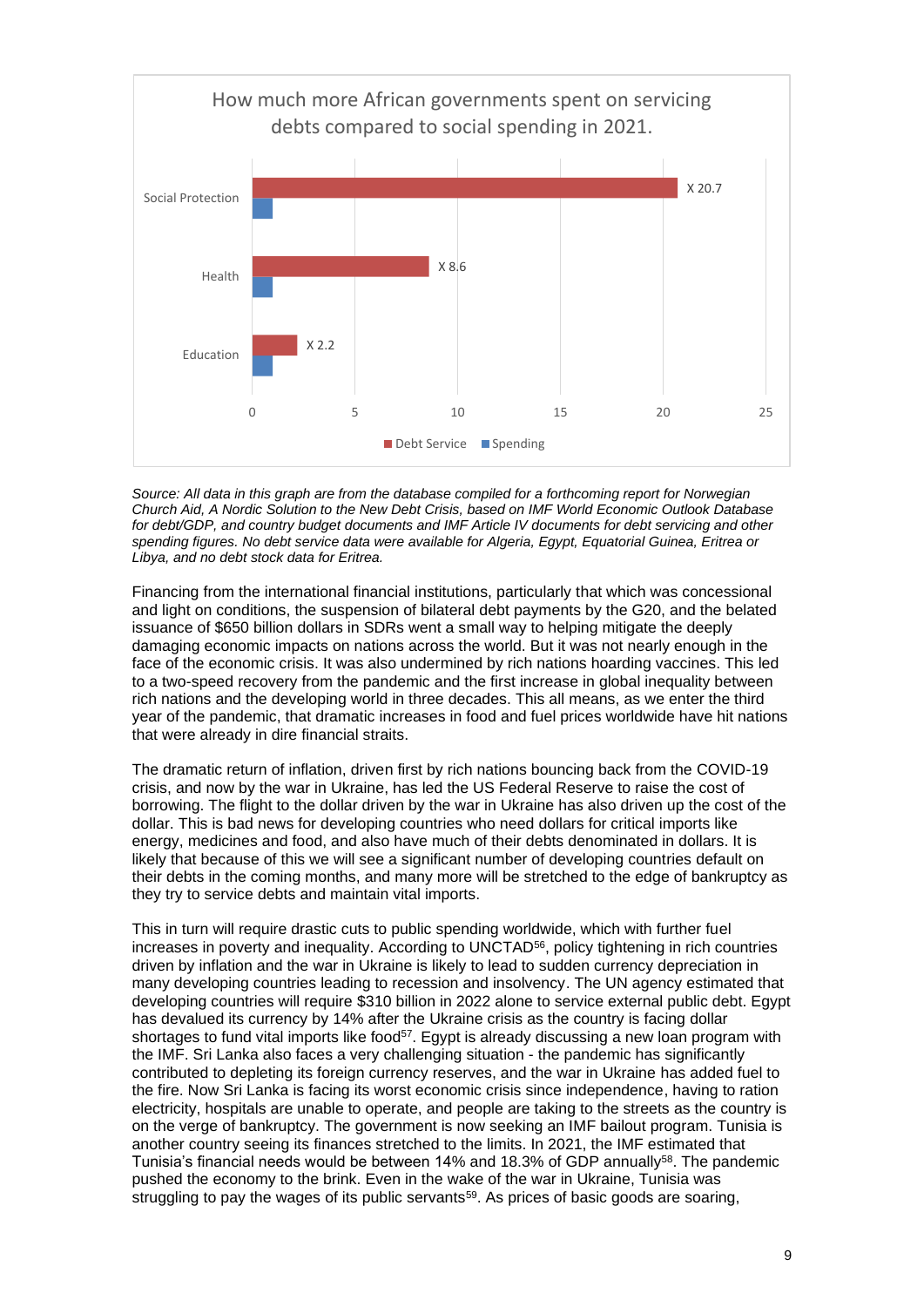How much more African governments spent on servicing debts compared to social spending in 2021.

| | Debt Service | Spending |
|---|---|---|
| Social Protection | X 20.7 | 1 |
| Health | X 8.6 | 1 |
| Education | X 2.2 | 1 |

*Source: All data in this graph are from the database compiled for a forthcoming report for Norwegian Church Aid, A Nordic Solution to the New Debt Crisis, based on IMF World Economic Outlook Database for debt/GDP, and country budget documents and IMF Article IV documents for debt servicing and other spending figures. No debt service data were available for Algeria, Egypt, Equatorial Guinea, Eritrea or Libya, and no debt stock data for Eritrea.*

Financing from the international financial institutions, particularly that which was concessional and light on conditions, the suspension of bilateral debt payments by the G20, and the belated issuance of $650 billion dollars in SDRs went a small way to helping mitigate the deeply damaging economic impacts on nations across the world. But it was not nearly enough in the face of the economic crisis. It was also undermined by rich nations hoarding vaccines. This led to a two-speed recovery from the pandemic and the first increase in global inequality between rich nations and the developing world in three decades. This all means, as we enter the third year of the pandemic, that dramatic increases in food and fuel prices worldwide have hit nations that were already in dire financial straits.

The dramatic return of inflation, driven first by rich nations bouncing back from the COVID-19 crisis, and now by the war in Ukraine, has led the US Federal Reserve to raise the cost of borrowing. The flight to the dollar driven by the war in Ukraine has also driven up the cost of the dollar. This is bad news for developing countries who need dollars for critical imports like energy, medicines and food, and also have much of their debts denominated in dollars. It is likely that because of this we will see a significant number of developing countries default on their debts in the coming months, and many more will be stretched to the edge of bankruptcy as they try to service debts and maintain vital imports.

This in turn will require drastic cuts to public spending worldwide, which with further fuel increases in poverty and inequality. According to UNCTAD[56], policy tightening in rich countries driven by inflation and the war in Ukraine is likely to lead to sudden currency depreciation in many developing countries leading to recession and insolvency. The UN agency estimated that developing countries will require $310 billion in 2022 alone to service external public debt. Egypt has devalued its currency by 14% after the Ukraine crisis as the country is facing dollar shortages to fund vital imports like food[57]. Egypt is already discussing a new loan program with the IMF. Sri Lanka also faces a very challenging situation - the pandemic has significantly contributed to depleting its foreign currency reserves, and the war in Ukraine has added fuel to the fire. Now Sri Lanka is facing its worst economic crisis since independence, having to ration electricity, hospitals are unable to operate, and people are taking to the streets as the country is on the verge of bankruptcy. The government is now seeking an IMF bailout program. Tunisia is another country seeing its finances stretched to the limits. In 2021, the IMF estimated that Tunisia's financial needs would be between 14% and 18.3% of GDP annually[58]. The pandemic pushed the economy to the brink. Even in the wake of the war in Ukraine, Tunisia was struggling to pay the wages of its public servants[59]. As prices of basic goods are soaring,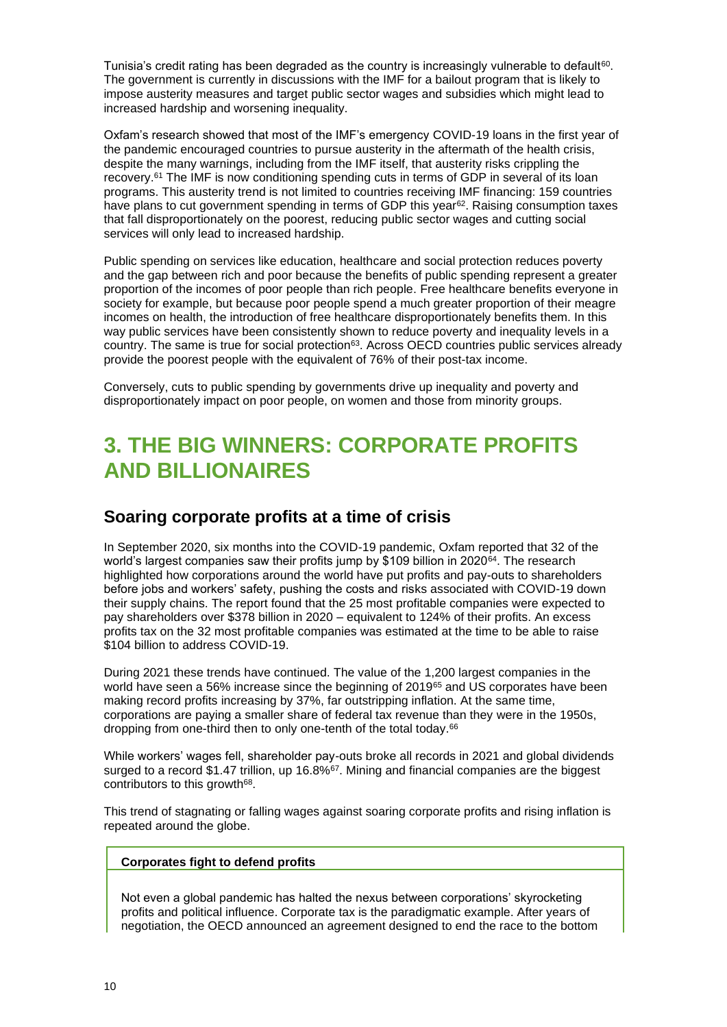Tunisia's credit rating has been degraded as the country is increasingly vulnerable to default[60]. The government is currently in discussions with the IMF for a bailout program that is likely to impose austerity measures and target public sector wages and subsidies which might lead to increased hardship and worsening inequality.

Oxfam's research showed that most of the IMF's emergency COVID-19 loans in the first year of the pandemic encouraged countries to pursue austerity in the aftermath of the health crisis, despite the many warnings, including from the IMF itself, that austerity risks crippling the recovery.[61] The IMF is now conditioning spending cuts in terms of GDP in several of its loan programs. This austerity trend is not limited to countries receiving IMF financing: 159 countries have plans to cut government spending in terms of GDP this year[62]. Raising consumption taxes that fall disproportionately on the poorest, reducing public sector wages and cutting social services will only lead to increased hardship.

Public spending on services like education, healthcare and social protection reduces poverty and the gap between rich and poor because the benefits of public spending represent a greater proportion of the incomes of poor people than rich people. Free healthcare benefits everyone in society for example, but because poor people spend a much greater proportion of their meagre incomes on health, the introduction of free healthcare disproportionately benefits them. In this way public services have been consistently shown to reduce poverty and inequality levels in a country. The same is true for social protection[63]. Across OECD countries public services already provide the poorest people with the equivalent of 76% of their post-tax income.

Conversely, cuts to public spending by governments drive up inequality and poverty and disproportionately impact on poor people, on women and those from minority groups.

# 3. THE BIG WINNERS: CORPORATE PROFITS AND BILLIONAIRES

## Soaring corporate profits at a time of crisis

In September 2020, six months into the COVID-19 pandemic, Oxfam reported that 32 of the world's largest companies saw their profits jump by $109 billion in 2020[64]. The research highlighted how corporations around the world have put profits and pay-outs to shareholders before jobs and workers' safety, pushing the costs and risks associated with COVID-19 down their supply chains. The report found that the 25 most profitable companies were expected to pay shareholders over $378 billion in 2020 – equivalent to 124% of their profits. An excess profits tax on the 32 most profitable companies was estimated at the time to be able to raise $104 billion to address COVID-19.

During 2021 these trends have continued. The value of the 1,200 largest companies in the world have seen a 56% increase since the beginning of 2019[65] and US corporates have been making record profits increasing by 37%, far outstripping inflation. At the same time, corporations are paying a smaller share of federal tax revenue than they were in the 1950s, dropping from one-third then to only one-tenth of the total today.[66]

While workers' wages fell, shareholder pay-outs broke all records in 2021 and global dividends surged to a record $1.47 trillion, up 16.8%[67]. Mining and financial companies are the biggest contributors to this growth[68].

This trend of stagnating or falling wages against soaring corporate profits and rising inflation is repeated around the globe.

**Corporates fight to defend profits**

Not even a global pandemic has halted the nexus between corporations' skyrocketing profits and political influence. Corporate tax is the paradigmatic example. After years of negotiation, the OECD announced an agreement designed to end the race to the bottom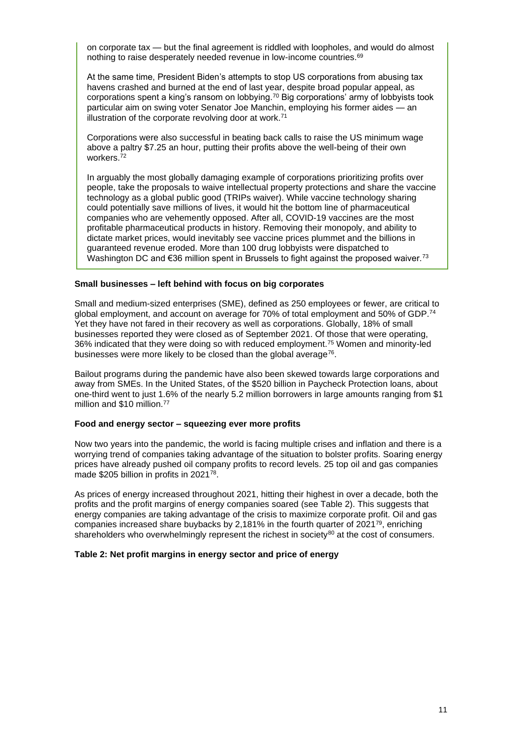on corporate tax — but the final agreement is riddled with loopholes, and would do almost nothing to raise desperately needed revenue in low-income countries.[69]

At the same time, President Biden's attempts to stop US corporations from abusing tax havens crashed and burned at the end of last year, despite broad popular appeal, as corporations spent a king's ransom on lobbying.[70] Big corporations' army of lobbyists took particular aim on swing voter Senator Joe Manchin, employing his former aides — an illustration of the corporate revolving door at work.[71]

Corporations were also successful in beating back calls to raise the US minimum wage above a paltry $7.25 an hour, putting their profits above the well-being of their own workers.[72]

In arguably the most globally damaging example of corporations prioritizing profits over people, take the proposals to waive intellectual property protections and share the vaccine technology as a global public good (TRIPs waiver). While vaccine technology sharing could potentially save millions of lives, it would hit the bottom line of pharmaceutical companies who are vehemently opposed. After all, COVID-19 vaccines are the most profitable pharmaceutical products in history. Removing their monopoly, and ability to dictate market prices, would inevitably see vaccine prices plummet and the billions in guaranteed revenue eroded. More than 100 drug lobbyists were dispatched to Washington DC and €36 million spent in Brussels to fight against the proposed waiver.[73]

**Small businesses – left behind with focus on big corporates**

Small and medium-sized enterprises (SME), defined as 250 employees or fewer, are critical to global employment, and account on average for 70% of total employment and 50% of GDP.[74] Yet they have not fared in their recovery as well as corporations. Globally, 18% of small businesses reported they were closed as of September 2021. Of those that were operating, 36% indicated that they were doing so with reduced employment.[75] Women and minority-led businesses were more likely to be closed than the global average[76].

Bailout programs during the pandemic have also been skewed towards large corporations and away from SMEs. In the United States, of the $520 billion in Paycheck Protection loans, about one-third went to just 1.6% of the nearly 5.2 million borrowers in large amounts ranging from $1 million and $10 million.[77]

**Food and energy sector – squeezing ever more profits**

Now two years into the pandemic, the world is facing multiple crises and inflation and there is a worrying trend of companies taking advantage of the situation to bolster profits. Soaring energy prices have already pushed oil company profits to record levels. 25 top oil and gas companies made $205 billion in profits in 2021[78].

As prices of energy increased throughout 2021, hitting their highest in over a decade, both the profits and the profit margins of energy companies soared (see Table 2). This suggests that energy companies are taking advantage of the crisis to maximize corporate profit. Oil and gas companies increased share buybacks by 2,181% in the fourth quarter of 2021[79], enriching shareholders who overwhelmingly represent the richest in society[80] at the cost of consumers.

**Table 2: Net profit margins in energy sector and price of energy**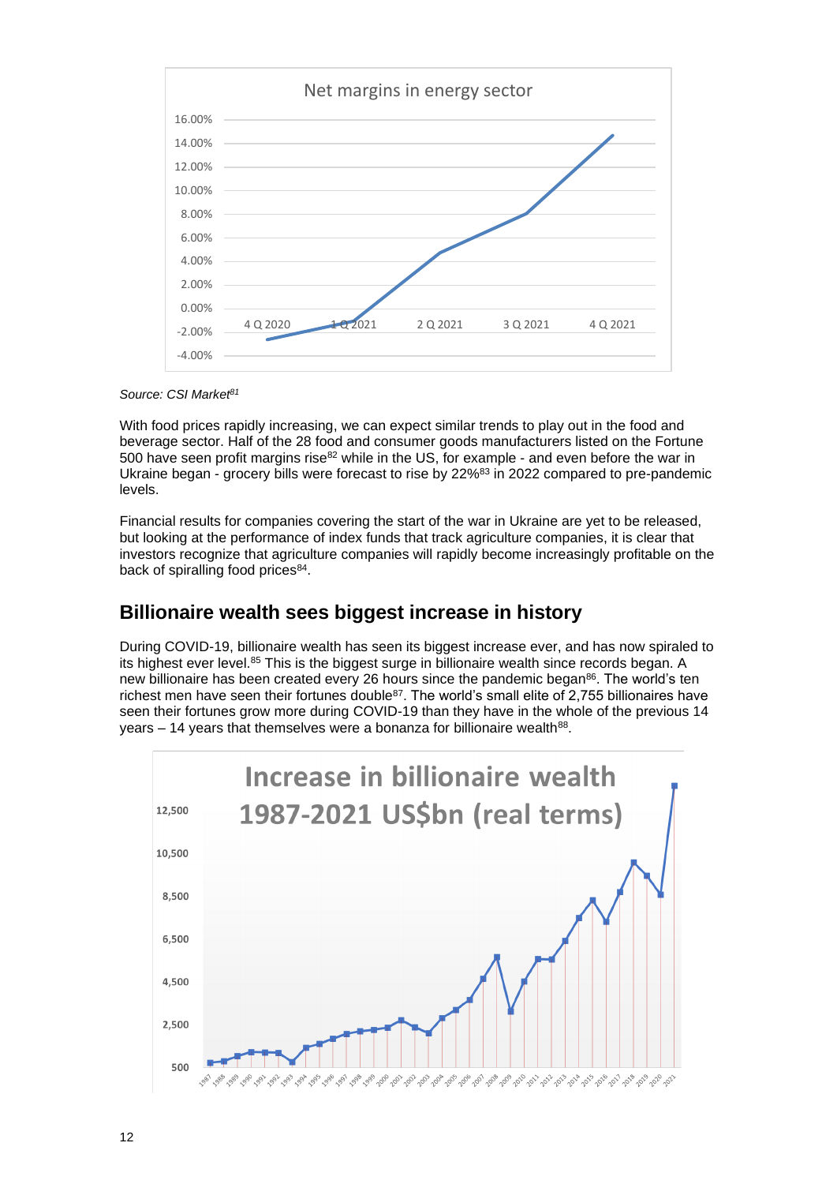Source: *CSI Market*[81]

With food prices rapidly increasing, we can expect similar trends to play out in the food and beverage sector. Half of the 28 food and consumer goods manufacturers listed on the Fortune 500 have seen profit margins rise[82] while in the US, for example - and even before the war in Ukraine began - grocery bills were forecast to rise by 22%[83] in 2022 compared to pre-pandemic levels.

Financial results for companies covering the start of the war in Ukraine are yet to be released, but looking at the performance of index funds that track agriculture companies, it is clear that investors recognize that agriculture companies will rapidly become increasingly profitable on the back of spiralling food prices[84].

## Billionaire wealth sees biggest increase in history

During COVID-19, billionaire wealth has seen its biggest increase ever, and has now spiraled to its highest ever level.[85] This is the biggest surge in billionaire wealth since records began. A new billionaire has been created every 26 hours since the pandemic began[86]. The world's ten richest men have seen their fortunes double[87]. The world's small elite of 2,755 billionaires have seen their fortunes grow more during COVID-19 than they have in the whole of the previous 14 years – 14 years that themselves were a bonanza for billionaire wealth[88].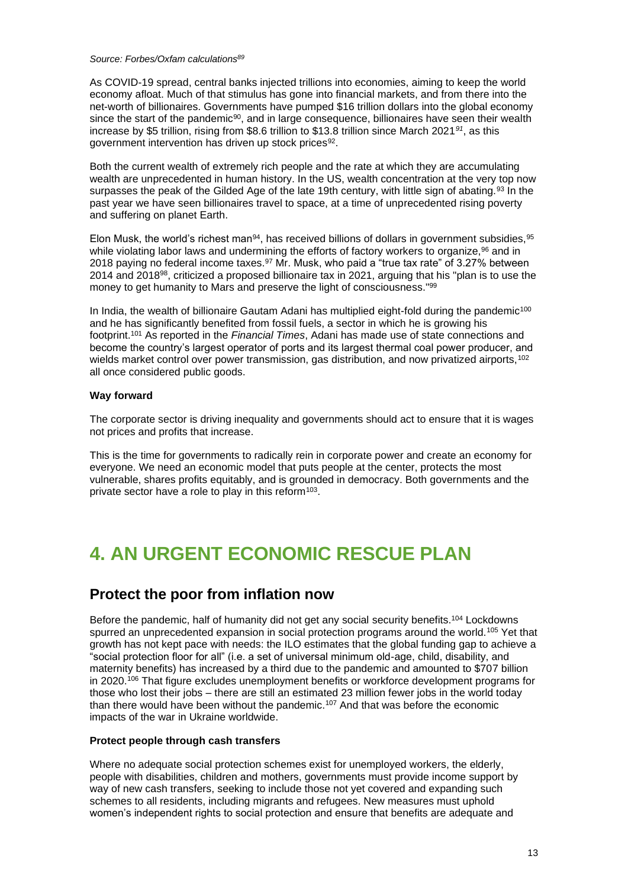*Source: Forbes/Oxfam calculations[89]*

As COVID-19 spread, central banks injected trillions into economies, aiming to keep the world economy afloat. Much of that stimulus has gone into financial markets, and from there into the net-worth of billionaires. Governments have pumped $16 trillion dollars into the global economy since the start of the pandemic[90], and in large consequence, billionaires have seen their wealth increase by $5 trillion, rising from $8.6 trillion to $13.8 trillion since March 2021[91], as this government intervention has driven up stock prices[92].

Both the current wealth of extremely rich people and the rate at which they are accumulating wealth are unprecedented in human history. In the US, wealth concentration at the very top now surpasses the peak of the Gilded Age of the late 19th century, with little sign of abating.[93] In the past year we have seen billionaires travel to space, at a time of unprecedented rising poverty and suffering on planet Earth.

Elon Musk, the world's richest man[94], has received billions of dollars in government subsidies,[95] while violating labor laws and undermining the efforts of factory workers to organize,[96] and in 2018 paying no federal income taxes.[97] Mr. Musk, who paid a "true tax rate" of 3.27% between 2014 and 2018[98], criticized a proposed billionaire tax in 2021, arguing that his "plan is to use the money to get humanity to Mars and preserve the light of consciousness."[99]

In India, the wealth of billionaire Gautam Adani has multiplied eight-fold during the pandemic[100] and he has significantly benefited from fossil fuels, a sector in which he is growing his footprint.[101] As reported in the *Financial Times*, Adani has made use of state connections and become the country's largest operator of ports and its largest thermal coal power producer, and wields market control over power transmission, gas distribution, and now privatized airports,[102] all once considered public goods.

**Way forward**

The corporate sector is driving inequality and governments should act to ensure that it is wages not prices and profits that increase.

This is the time for governments to radically rein in corporate power and create an economy for everyone. We need an economic model that puts people at the center, protects the most vulnerable, shares profits equitably, and is grounded in democracy. Both governments and the private sector have a role to play in this reform[103].

# 4. AN URGENT ECONOMIC RESCUE PLAN

## Protect the poor from inflation now

Before the pandemic, half of humanity did not get any social security benefits.[104] Lockdowns spurred an unprecedented expansion in social protection programs around the world.[105] Yet that growth has not kept pace with needs: the ILO estimates that the global funding gap to achieve a "social protection floor for all" (i.e. a set of universal minimum old-age, child, disability, and maternity benefits) has increased by a third due to the pandemic and amounted to $707 billion in 2020.[106] That figure excludes unemployment benefits or workforce development programs for those who lost their jobs – there are still an estimated 23 million fewer jobs in the world today than there would have been without the pandemic.[107] And that was before the economic impacts of the war in Ukraine worldwide.

**Protect people through cash transfers**

Where no adequate social protection schemes exist for unemployed workers, the elderly, people with disabilities, children and mothers, governments must provide income support by way of new cash transfers, seeking to include those not yet covered and expanding such schemes to all residents, including migrants and refugees. New measures must uphold women's independent rights to social protection and ensure that benefits are adequate and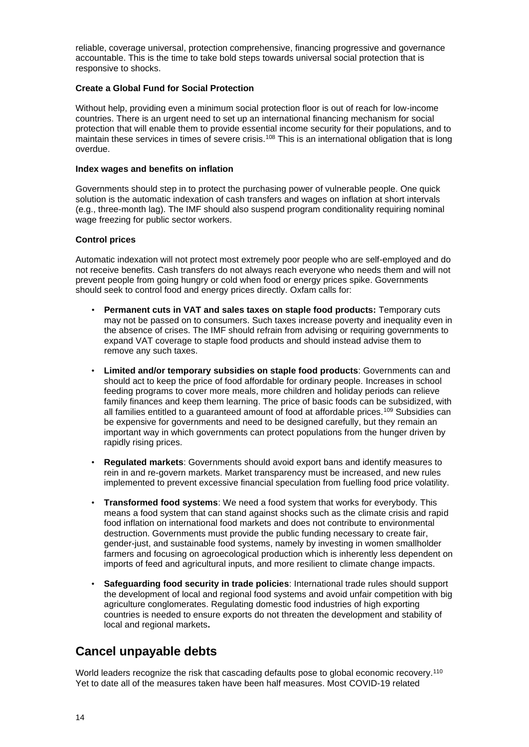reliable, coverage universal, protection comprehensive, financing progressive and governance accountable. This is the time to take bold steps towards universal social protection that is responsive to shocks.

**Create a Global Fund for Social Protection**

Without help, providing even a minimum social protection floor is out of reach for low-income countries. There is an urgent need to set up an international financing mechanism for social protection that will enable them to provide essential income security for their populations, and to maintain these services in times of severe crisis.[108] This is an international obligation that is long overdue.

**Index wages and benefits on inflation**

Governments should step in to protect the purchasing power of vulnerable people. One quick solution is the automatic indexation of cash transfers and wages on inflation at short intervals (e.g., three-month lag). The IMF should also suspend program conditionality requiring nominal wage freezing for public sector workers.

**Control prices**

Automatic indexation will not protect most extremely poor people who are self-employed and do not receive benefits. Cash transfers do not always reach everyone who needs them and will not prevent people from going hungry or cold when food or energy prices spike. Governments should seek to control food and energy prices directly. Oxfam calls for:

- **Permanent cuts in VAT and sales taxes on staple food products:** Temporary cuts may not be passed on to consumers. Such taxes increase poverty and inequality even in the absence of crises. The IMF should refrain from advising or requiring governments to expand VAT coverage to staple food products and should instead advise them to remove any such taxes.
- **Limited and/or temporary subsidies on staple food products**: Governments can and should act to keep the price of food affordable for ordinary people. Increases in school feeding programs to cover more meals, more children and holiday periods can relieve family finances and keep them learning. The price of basic foods can be subsidized, with all families entitled to a guaranteed amount of food at affordable prices.[109] Subsidies can be expensive for governments and need to be designed carefully, but they remain an important way in which governments can protect populations from the hunger driven by rapidly rising prices.
- **Regulated markets**: Governments should avoid export bans and identify measures to rein in and re-govern markets. Market transparency must be increased, and new rules implemented to prevent excessive financial speculation from fuelling food price volatility.
- **Transformed food systems**: We need a food system that works for everybody. This means a food system that can stand against shocks such as the climate crisis and rapid food inflation on international food markets and does not contribute to environmental destruction. Governments must provide the public funding necessary to create fair, gender-just, and sustainable food systems, namely by investing in women smallholder farmers and focusing on agroecological production which is inherently less dependent on imports of feed and agricultural inputs, and more resilient to climate change impacts.
- **Safeguarding food security in trade policies**: International trade rules should support the development of local and regional food systems and avoid unfair competition with big agriculture conglomerates. Regulating domestic food industries of high exporting countries is needed to ensure exports do not threaten the development and stability of local and regional markets**.**

## Cancel unpayable debts

World leaders recognize the risk that cascading defaults pose to global economic recovery.[110] Yet to date all of the measures taken have been half measures. Most COVID-19 related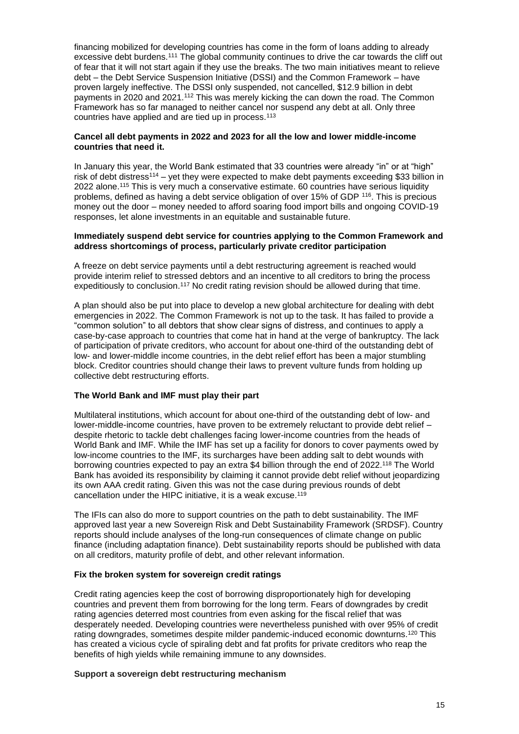financing mobilized for developing countries has come in the form of loans adding to already excessive debt burdens.[111] The global community continues to drive the car towards the cliff out of fear that it will not start again if they use the breaks. The two main initiatives meant to relieve debt – the Debt Service Suspension Initiative (DSSI) and the Common Framework – have proven largely ineffective. The DSSI only suspended, not cancelled, $12.9 billion in debt payments in 2020 and 2021.[112] This was merely kicking the can down the road. The Common Framework has so far managed to neither cancel nor suspend any debt at all. Only three countries have applied and are tied up in process.[113]

**Cancel all debt payments in 2022 and 2023 for all the low and lower middle-income countries that need it.**

In January this year, the World Bank estimated that 33 countries were already "in" or at "high" risk of debt distress[114] – yet they were expected to make debt payments exceeding $33 billion in 2022 alone.[115] This is very much a conservative estimate. 60 countries have serious liquidity problems, defined as having a debt service obligation of over 15% of GDP [116]. This is precious money out the door – money needed to afford soaring food import bills and ongoing COVID-19 responses, let alone investments in an equitable and sustainable future.

**Immediately suspend debt service for countries applying to the Common Framework and address shortcomings of process, particularly private creditor participation**

A freeze on debt service payments until a debt restructuring agreement is reached would provide interim relief to stressed debtors and an incentive to all creditors to bring the process expeditiously to conclusion.[117] No credit rating revision should be allowed during that time.

A plan should also be put into place to develop a new global architecture for dealing with debt emergencies in 2022. The Common Framework is not up to the task. It has failed to provide a "common solution" to all debtors that show clear signs of distress, and continues to apply a case-by-case approach to countries that come hat in hand at the verge of bankruptcy. The lack of participation of private creditors, who account for about one-third of the outstanding debt of low- and lower-middle income countries, in the debt relief effort has been a major stumbling block. Creditor countries should change their laws to prevent vulture funds from holding up collective debt restructuring efforts.

**The World Bank and IMF must play their part**

Multilateral institutions, which account for about one-third of the outstanding debt of low- and lower-middle-income countries, have proven to be extremely reluctant to provide debt relief – despite rhetoric to tackle debt challenges facing lower-income countries from the heads of World Bank and IMF. While the IMF has set up a facility for donors to cover payments owed by low-income countries to the IMF, its surcharges have been adding salt to debt wounds with borrowing countries expected to pay an extra $4 billion through the end of 2022.[118] The World Bank has avoided its responsibility by claiming it cannot provide debt relief without jeopardizing its own AAA credit rating. Given this was not the case during previous rounds of debt cancellation under the HIPC initiative, it is a weak excuse.[119]

The IFIs can also do more to support countries on the path to debt sustainability. The IMF approved last year a new Sovereign Risk and Debt Sustainability Framework (SRDSF). Country reports should include analyses of the long-run consequences of climate change on public finance (including adaptation finance). Debt sustainability reports should be published with data on all creditors, maturity profile of debt, and other relevant information.

**Fix the broken system for sovereign credit ratings**

Credit rating agencies keep the cost of borrowing disproportionately high for developing countries and prevent them from borrowing for the long term. Fears of downgrades by credit rating agencies deterred most countries from even asking for the fiscal relief that was desperately needed. Developing countries were nevertheless punished with over 95% of credit rating downgrades, sometimes despite milder pandemic-induced economic downturns.[120] This has created a vicious cycle of spiraling debt and fat profits for private creditors who reap the benefits of high yields while remaining immune to any downsides.

**Support a sovereign debt restructuring mechanism**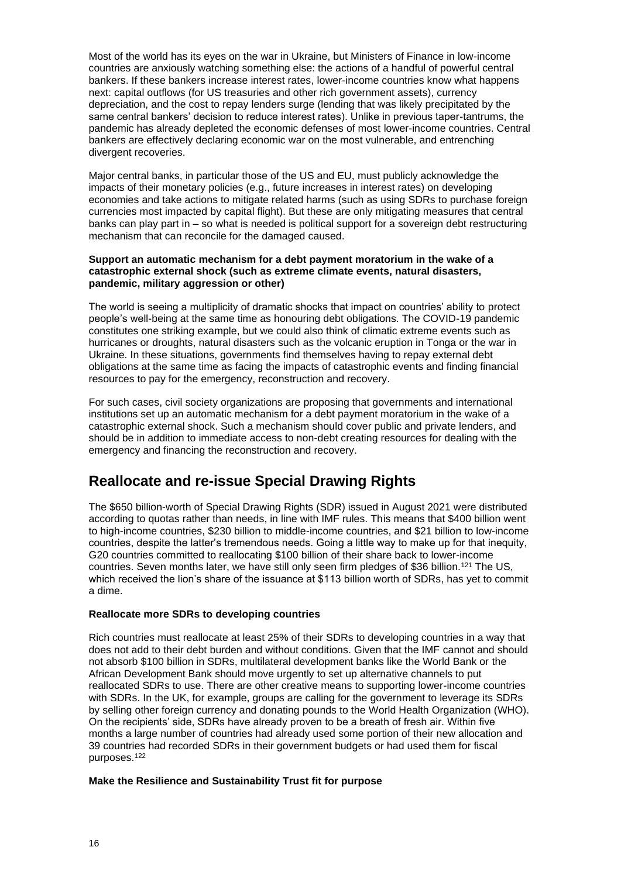Most of the world has its eyes on the war in Ukraine, but Ministers of Finance in low-income countries are anxiously watching something else: the actions of a handful of powerful central bankers. If these bankers increase interest rates, lower-income countries know what happens next: capital outflows (for US treasuries and other rich government assets), currency depreciation, and the cost to repay lenders surge (lending that was likely precipitated by the same central bankers' decision to reduce interest rates). Unlike in previous taper-tantrums, the pandemic has already depleted the economic defenses of most lower-income countries. Central bankers are effectively declaring economic war on the most vulnerable, and entrenching divergent recoveries.

Major central banks, in particular those of the US and EU, must publicly acknowledge the impacts of their monetary policies (e.g., future increases in interest rates) on developing economies and take actions to mitigate related harms (such as using SDRs to purchase foreign currencies most impacted by capital flight). But these are only mitigating measures that central banks can play part in – so what is needed is political support for a sovereign debt restructuring mechanism that can reconcile for the damaged caused.

**Support an automatic mechanism for a debt payment moratorium in the wake of a catastrophic external shock (such as extreme climate events, natural disasters, pandemic, military aggression or other)**

The world is seeing a multiplicity of dramatic shocks that impact on countries' ability to protect people's well-being at the same time as honouring debt obligations. The COVID-19 pandemic constitutes one striking example, but we could also think of climatic extreme events such as hurricanes or droughts, natural disasters such as the volcanic eruption in Tonga or the war in Ukraine. In these situations, governments find themselves having to repay external debt obligations at the same time as facing the impacts of catastrophic events and finding financial resources to pay for the emergency, reconstruction and recovery.

For such cases, civil society organizations are proposing that governments and international institutions set up an automatic mechanism for a debt payment moratorium in the wake of a catastrophic external shock. Such a mechanism should cover public and private lenders, and should be in addition to immediate access to non-debt creating resources for dealing with the emergency and financing the reconstruction and recovery.

## Reallocate and re-issue Special Drawing Rights

The $650 billion-worth of Special Drawing Rights (SDR) issued in August 2021 were distributed according to quotas rather than needs, in line with IMF rules. This means that $400 billion went to high-income countries, $230 billion to middle-income countries, and $21 billion to low-income countries, despite the latter's tremendous needs. Going a little way to make up for that inequity, G20 countries committed to reallocating $100 billion of their share back to lower-income countries. Seven months later, we have still only seen firm pledges of $36 billion.[121] The US, which received the lion's share of the issuance at $113 billion worth of SDRs, has yet to commit a dime.

**Reallocate more SDRs to developing countries**

Rich countries must reallocate at least 25% of their SDRs to developing countries in a way that does not add to their debt burden and without conditions. Given that the IMF cannot and should not absorb $100 billion in SDRs, multilateral development banks like the World Bank or the African Development Bank should move urgently to set up alternative channels to put reallocated SDRs to use. There are other creative means to supporting lower-income countries with SDRs. In the UK, for example, groups are calling for the government to leverage its SDRs by selling other foreign currency and donating pounds to the World Health Organization (WHO). On the recipients' side, SDRs have already proven to be a breath of fresh air. Within five months a large number of countries had already used some portion of their new allocation and 39 countries had recorded SDRs in their government budgets or had used them for fiscal purposes.[122]

**Make the Resilience and Sustainability Trust fit for purpose**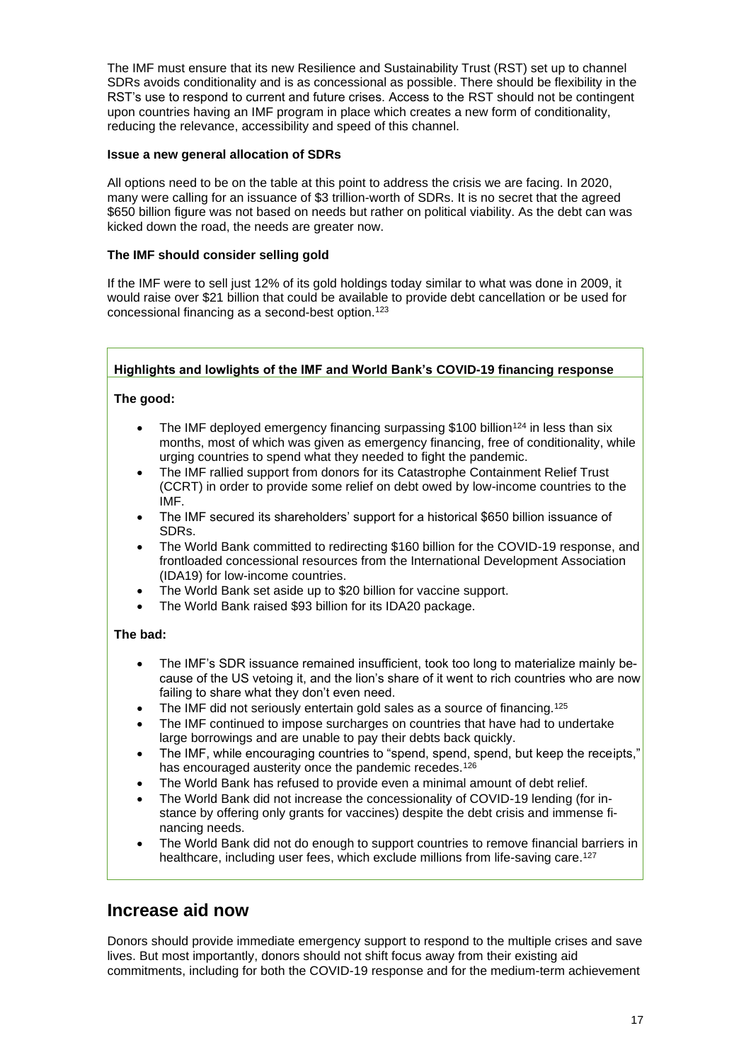The IMF must ensure that its new Resilience and Sustainability Trust (RST) set up to channel SDRs avoids conditionality and is as concessional as possible. There should be flexibility in the RST's use to respond to current and future crises. Access to the RST should not be contingent upon countries having an IMF program in place which creates a new form of conditionality, reducing the relevance, accessibility and speed of this channel.

**Issue a new general allocation of SDRs**

All options need to be on the table at this point to address the crisis we are facing. In 2020, many were calling for an issuance of $3 trillion-worth of SDRs. It is no secret that the agreed $650 billion figure was not based on needs but rather on political viability. As the debt can was kicked down the road, the needs are greater now.

**The IMF should consider selling gold**

If the IMF were to sell just 12% of its gold holdings today similar to what was done in 2009, it would raise over $21 billion that could be available to provide debt cancellation or be used for concessional financing as a second-best option.[123]

**Highlights and lowlights of the IMF and World Bank's COVID-19 financing response**

**The good:**

- The IMF deployed emergency financing surpassing $100 billion[124] in less than six months, most of which was given as emergency financing, free of conditionality, while urging countries to spend what they needed to fight the pandemic.
- The IMF rallied support from donors for its Catastrophe Containment Relief Trust (CCRT) in order to provide some relief on debt owed by low-income countries to the IMF.
- The IMF secured its shareholders' support for a historical $650 billion issuance of SDRs.
- The World Bank committed to redirecting $160 billion for the COVID-19 response, and frontloaded concessional resources from the International Development Association (IDA19) for low-income countries.
- The World Bank set aside up to $20 billion for vaccine support.
- The World Bank raised $93 billion for its IDA20 package.

**The bad:**

- The IMF's SDR issuance remained insufficient, took too long to materialize mainly because of the US vetoing it, and the lion's share of it went to rich countries who are now failing to share what they don't even need.
- The IMF did not seriously entertain gold sales as a source of financing.[125]
- The IMF continued to impose surcharges on countries that have had to undertake large borrowings and are unable to pay their debts back quickly.
- The IMF, while encouraging countries to "spend, spend, spend, but keep the receipts," has encouraged austerity once the pandemic recedes.[126]
- The World Bank has refused to provide even a minimal amount of debt relief.
- The World Bank did not increase the concessionality of COVID-19 lending (for instance by offering only grants for vaccines) despite the debt crisis and immense financing needs.
- The World Bank did not do enough to support countries to remove financial barriers in healthcare, including user fees, which exclude millions from life-saving care.[127]

## Increase aid now

Donors should provide immediate emergency support to respond to the multiple crises and save lives. But most importantly, donors should not shift focus away from their existing aid commitments, including for both the COVID-19 response and for the medium-term achievement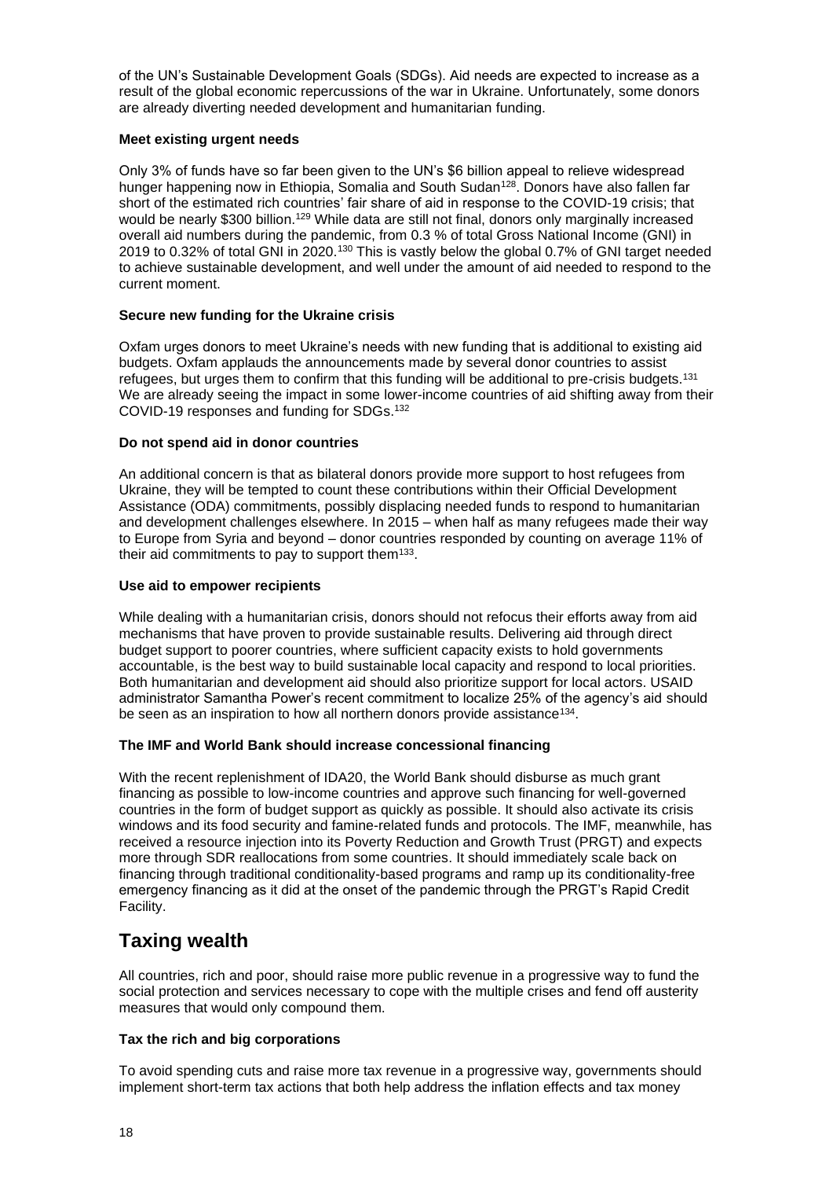of the UN's Sustainable Development Goals (SDGs). Aid needs are expected to increase as a result of the global economic repercussions of the war in Ukraine. Unfortunately, some donors are already diverting needed development and humanitarian funding.

### Meet existing urgent needs

Only 3% of funds have so far been given to the UN's $6 billion appeal to relieve widespread hunger happening now in Ethiopia, Somalia and South Sudan[128]. Donors have also fallen far short of the estimated rich countries' fair share of aid in response to the COVID-19 crisis; that would be nearly $300 billion.[129] While data are still not final, donors only marginally increased overall aid numbers during the pandemic, from 0.3 % of total Gross National Income (GNI) in 2019 to 0.32% of total GNI in 2020.[130] This is vastly below the global 0.7% of GNI target needed to achieve sustainable development, and well under the amount of aid needed to respond to the current moment.

### Secure new funding for the Ukraine crisis

Oxfam urges donors to meet Ukraine's needs with new funding that is additional to existing aid budgets. Oxfam applauds the announcements made by several donor countries to assist refugees, but urges them to confirm that this funding will be additional to pre-crisis budgets.[131] We are already seeing the impact in some lower-income countries of aid shifting away from their COVID-19 responses and funding for SDGs.[132]

### Do not spend aid in donor countries

An additional concern is that as bilateral donors provide more support to host refugees from Ukraine, they will be tempted to count these contributions within their Official Development Assistance (ODA) commitments, possibly displacing needed funds to respond to humanitarian and development challenges elsewhere. In 2015 – when half as many refugees made their way to Europe from Syria and beyond – donor countries responded by counting on average 11% of their aid commitments to pay to support them[133].

### Use aid to empower recipients

While dealing with a humanitarian crisis, donors should not refocus their efforts away from aid mechanisms that have proven to provide sustainable results. Delivering aid through direct budget support to poorer countries, where sufficient capacity exists to hold governments accountable, is the best way to build sustainable local capacity and respond to local priorities. Both humanitarian and development aid should also prioritize support for local actors. USAID administrator Samantha Power's recent commitment to localize 25% of the agency's aid should be seen as an inspiration to how all northern donors provide assistance[134].

### The IMF and World Bank should increase concessional financing

With the recent replenishment of IDA20, the World Bank should disburse as much grant financing as possible to low-income countries and approve such financing for well-governed countries in the form of budget support as quickly as possible. It should also activate its crisis windows and its food security and famine-related funds and protocols. The IMF, meanwhile, has received a resource injection into its Poverty Reduction and Growth Trust (PRGT) and expects more through SDR reallocations from some countries. It should immediately scale back on financing through traditional conditionality-based programs and ramp up its conditionality-free emergency financing as it did at the onset of the pandemic through the PRGT's Rapid Credit Facility.

## Taxing wealth

All countries, rich and poor, should raise more public revenue in a progressive way to fund the social protection and services necessary to cope with the multiple crises and fend off austerity measures that would only compound them.

### Tax the rich and big corporations

To avoid spending cuts and raise more tax revenue in a progressive way, governments should implement short-term tax actions that both help address the inflation effects and tax money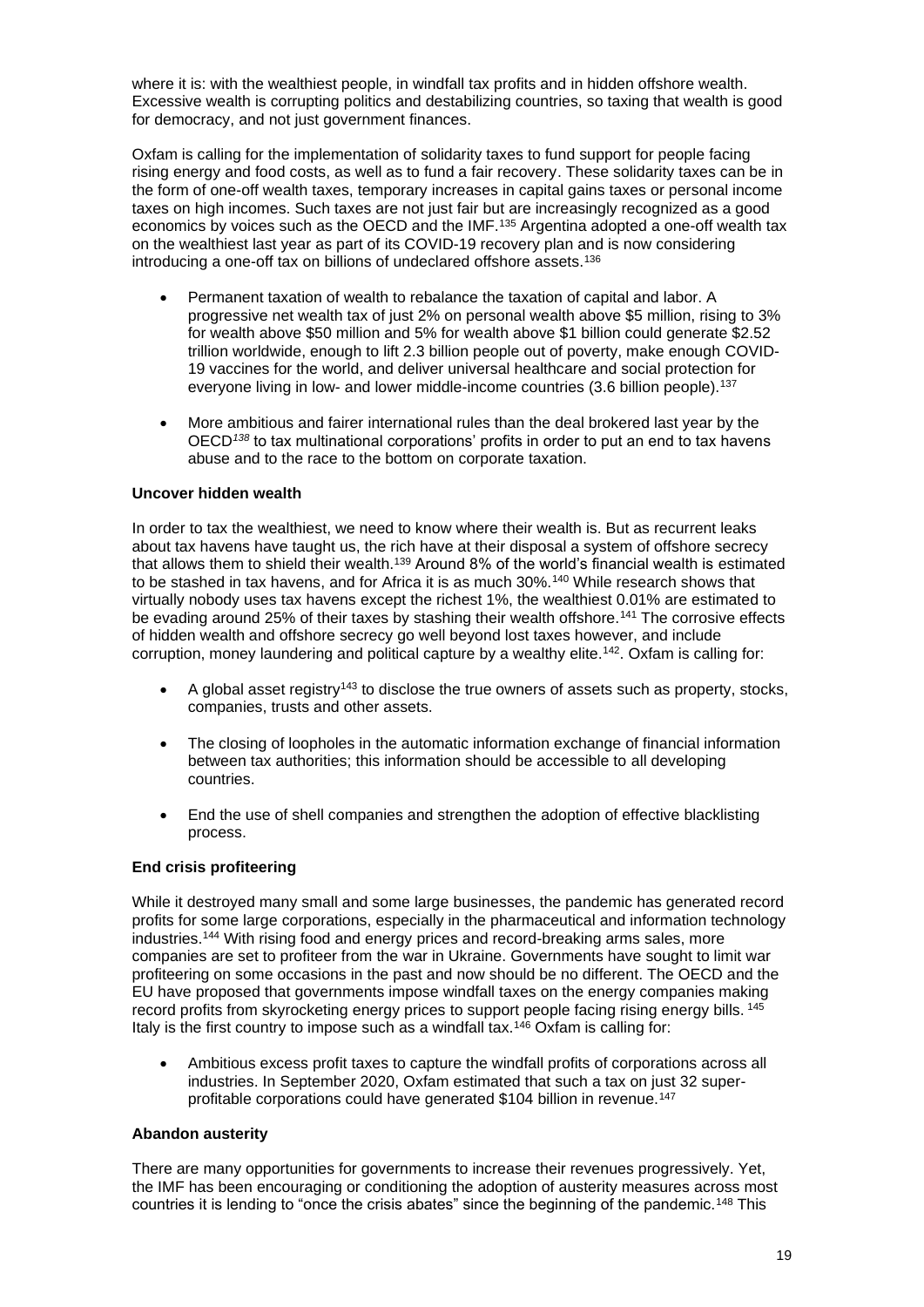where it is: with the wealthiest people, in windfall tax profits and in hidden offshore wealth. Excessive wealth is corrupting politics and destabilizing countries, so taxing that wealth is good for democracy, and not just government finances.

Oxfam is calling for the implementation of solidarity taxes to fund support for people facing rising energy and food costs, as well as to fund a fair recovery. These solidarity taxes can be in the form of one-off wealth taxes, temporary increases in capital gains taxes or personal income taxes on high incomes. Such taxes are not just fair but are increasingly recognized as a good economics by voices such as the OECD and the IMF.[135] Argentina adopted a one-off wealth tax on the wealthiest last year as part of its COVID-19 recovery plan and is now considering introducing a one-off tax on billions of undeclared offshore assets.[136]

- Permanent taxation of wealth to rebalance the taxation of capital and labor. A progressive net wealth tax of just 2% on personal wealth above $5 million, rising to 3% for wealth above $50 million and 5% for wealth above $1 billion could generate $2.52 trillion worldwide, enough to lift 2.3 billion people out of poverty, make enough COVID-19 vaccines for the world, and deliver universal healthcare and social protection for everyone living in low- and lower middle-income countries (3.6 billion people).[137]
- More ambitious and fairer international rules than the deal brokered last year by the OECD[138] to tax multinational corporations' profits in order to put an end to tax havens abuse and to the race to the bottom on corporate taxation.

**Uncover hidden wealth**

In order to tax the wealthiest, we need to know where their wealth is. But as recurrent leaks about tax havens have taught us, the rich have at their disposal a system of offshore secrecy that allows them to shield their wealth.[139] Around 8% of the world's financial wealth is estimated to be stashed in tax havens, and for Africa it is as much 30%.[140] While research shows that virtually nobody uses tax havens except the richest 1%, the wealthiest 0.01% are estimated to be evading around 25% of their taxes by stashing their wealth offshore.[141] The corrosive effects of hidden wealth and offshore secrecy go well beyond lost taxes however, and include corruption, money laundering and political capture by a wealthy elite.[142]. Oxfam is calling for:

- A global asset registry[143] to disclose the true owners of assets such as property, stocks, companies, trusts and other assets.
- The closing of loopholes in the automatic information exchange of financial information between tax authorities; this information should be accessible to all developing countries.
- End the use of shell companies and strengthen the adoption of effective blacklisting process.

**End crisis profiteering**

While it destroyed many small and some large businesses, the pandemic has generated record profits for some large corporations, especially in the pharmaceutical and information technology industries.[144] With rising food and energy prices and record-breaking arms sales, more companies are set to profiteer from the war in Ukraine. Governments have sought to limit war profiteering on some occasions in the past and now should be no different. The OECD and the EU have proposed that governments impose windfall taxes on the energy companies making record profits from skyrocketing energy prices to support people facing rising energy bills.[145] Italy is the first country to impose such as a windfall tax.[146] Oxfam is calling for:

- Ambitious excess profit taxes to capture the windfall profits of corporations across all industries. In September 2020, Oxfam estimated that such a tax on just 32 super-profitable corporations could have generated $104 billion in revenue.[147]

**Abandon austerity**

There are many opportunities for governments to increase their revenues progressively. Yet, the IMF has been encouraging or conditioning the adoption of austerity measures across most countries it is lending to "once the crisis abates" since the beginning of the pandemic.[148] This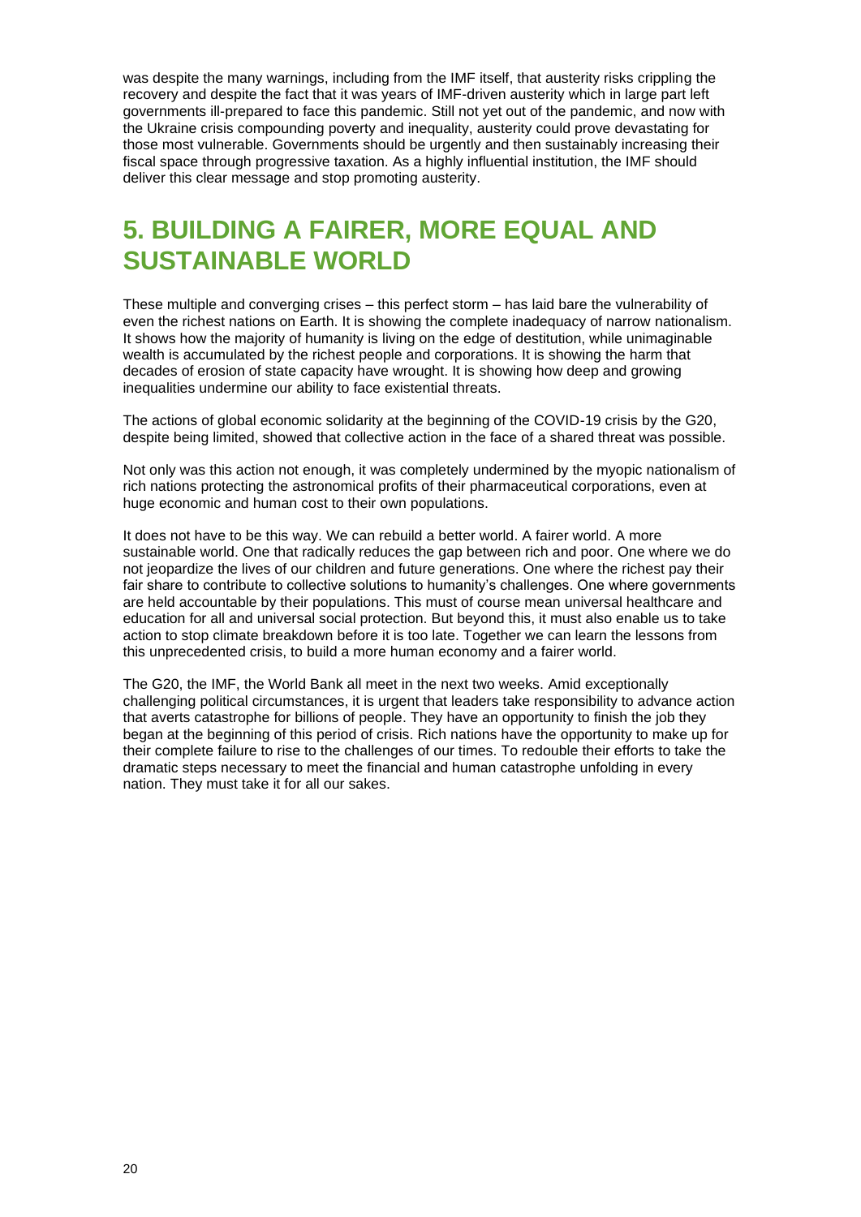was despite the many warnings, including from the IMF itself, that austerity risks crippling the recovery and despite the fact that it was years of IMF-driven austerity which in large part left governments ill-prepared to face this pandemic. Still not yet out of the pandemic, and now with the Ukraine crisis compounding poverty and inequality, austerity could prove devastating for those most vulnerable. Governments should be urgently and then sustainably increasing their fiscal space through progressive taxation. As a highly influential institution, the IMF should deliver this clear message and stop promoting austerity.

# 5. BUILDING A FAIRER, MORE EQUAL AND SUSTAINABLE WORLD

These multiple and converging crises – this perfect storm – has laid bare the vulnerability of even the richest nations on Earth. It is showing the complete inadequacy of narrow nationalism. It shows how the majority of humanity is living on the edge of destitution, while unimaginable wealth is accumulated by the richest people and corporations. It is showing the harm that decades of erosion of state capacity have wrought. It is showing how deep and growing inequalities undermine our ability to face existential threats.

The actions of global economic solidarity at the beginning of the COVID-19 crisis by the G20, despite being limited, showed that collective action in the face of a shared threat was possible.

Not only was this action not enough, it was completely undermined by the myopic nationalism of rich nations protecting the astronomical profits of their pharmaceutical corporations, even at huge economic and human cost to their own populations.

It does not have to be this way. We can rebuild a better world. A fairer world. A more sustainable world. One that radically reduces the gap between rich and poor. One where we do not jeopardize the lives of our children and future generations. One where the richest pay their fair share to contribute to collective solutions to humanity's challenges. One where governments are held accountable by their populations. This must of course mean universal healthcare and education for all and universal social protection. But beyond this, it must also enable us to take action to stop climate breakdown before it is too late. Together we can learn the lessons from this unprecedented crisis, to build a more human economy and a fairer world.

The G20, the IMF, the World Bank all meet in the next two weeks. Amid exceptionally challenging political circumstances, it is urgent that leaders take responsibility to advance action that averts catastrophe for billions of people. They have an opportunity to finish the job they began at the beginning of this period of crisis. Rich nations have the opportunity to make up for their complete failure to rise to the challenges of our times. To redouble their efforts to take the dramatic steps necessary to meet the financial and human catastrophe unfolding in every nation. They must take it for all our sakes.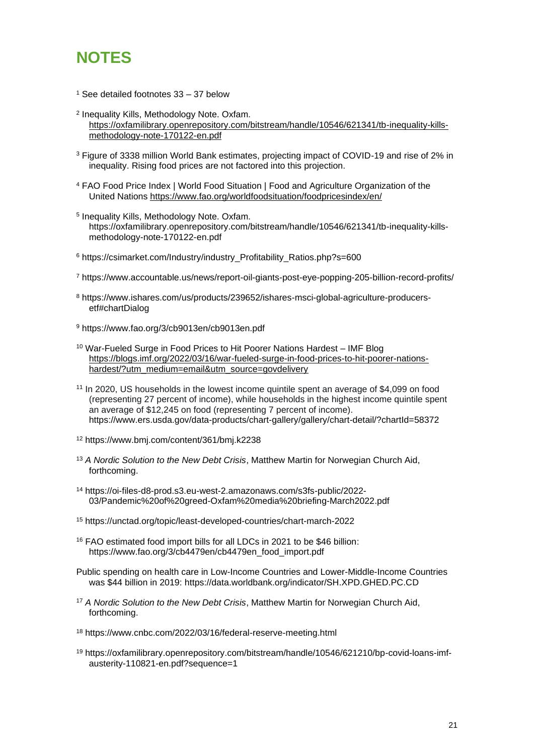# NOTES

[1] See detailed footnotes 33 – 37 below

[2] Inequality Kills, Methodology Note. Oxfam. https://oxfamilibrary.openrepository.com/bitstream/handle/10546/621341/tb-inequality-kills-methodology-note-170122-en.pdf

[3] Figure of 3338 million World Bank estimates, projecting impact of COVID-19 and rise of 2% in inequality. Rising food prices are not factored into this projection.

[4] FAO Food Price Index | World Food Situation | Food and Agriculture Organization of the United Nations https://www.fao.org/worldfoodsituation/foodpricesindex/en/

[5] Inequality Kills, Methodology Note. Oxfam. https://oxfamilibrary.openrepository.com/bitstream/handle/10546/621341/tb-inequality-kills-methodology-note-170122-en.pdf

[6] https://csimarket.com/Industry/industry_Profitability_Ratios.php?s=600

[7] https://www.accountable.us/news/report-oil-giants-post-eye-popping-205-billion-record-profits/

[8] https://www.ishares.com/us/products/239652/ishares-msci-global-agriculture-producers-etf#chartDialog

[9] https://www.fao.org/3/cb9013en/cb9013en.pdf

[10] War-Fueled Surge in Food Prices to Hit Poorer Nations Hardest – IMF Blog https://blogs.imf.org/2022/03/16/war-fueled-surge-in-food-prices-to-hit-poorer-nations-hardest/?utm_medium=email&utm_source=govdelivery

[11] In 2020, US households in the lowest income quintile spent an average of $4,099 on food (representing 27 percent of income), while households in the highest income quintile spent an average of $12,245 on food (representing 7 percent of income). https://www.ers.usda.gov/data-products/chart-gallery/gallery/chart-detail/?chartId=58372

[12] https://www.bmj.com/content/361/bmj.k2238

[13] *A Nordic Solution to the New Debt Crisis*, Matthew Martin for Norwegian Church Aid, forthcoming.

[14] https://oi-files-d8-prod.s3.eu-west-2.amazonaws.com/s3fs-public/2022-03/Pandemic%20of%20greed-Oxfam%20media%20briefing-March2022.pdf

[15] https://unctad.org/topic/least-developed-countries/chart-march-2022

[16] FAO estimated food import bills for all LDCs in 2021 to be $46 billion: https://www.fao.org/3/cb4479en/cb4479en_food_import.pdf

Public spending on health care in Low-Income Countries and Lower-Middle-Income Countries was $44 billion in 2019: https://data.worldbank.org/indicator/SH.XPD.GHED.PC.CD

[17] *A Nordic Solution to the New Debt Crisis*, Matthew Martin for Norwegian Church Aid, forthcoming.

[18] https://www.cnbc.com/2022/03/16/federal-reserve-meeting.html

[19] https://oxfamilibrary.openrepository.com/bitstream/handle/10546/621210/bp-covid-loans-imf-austerity-110821-en.pdf?sequence=1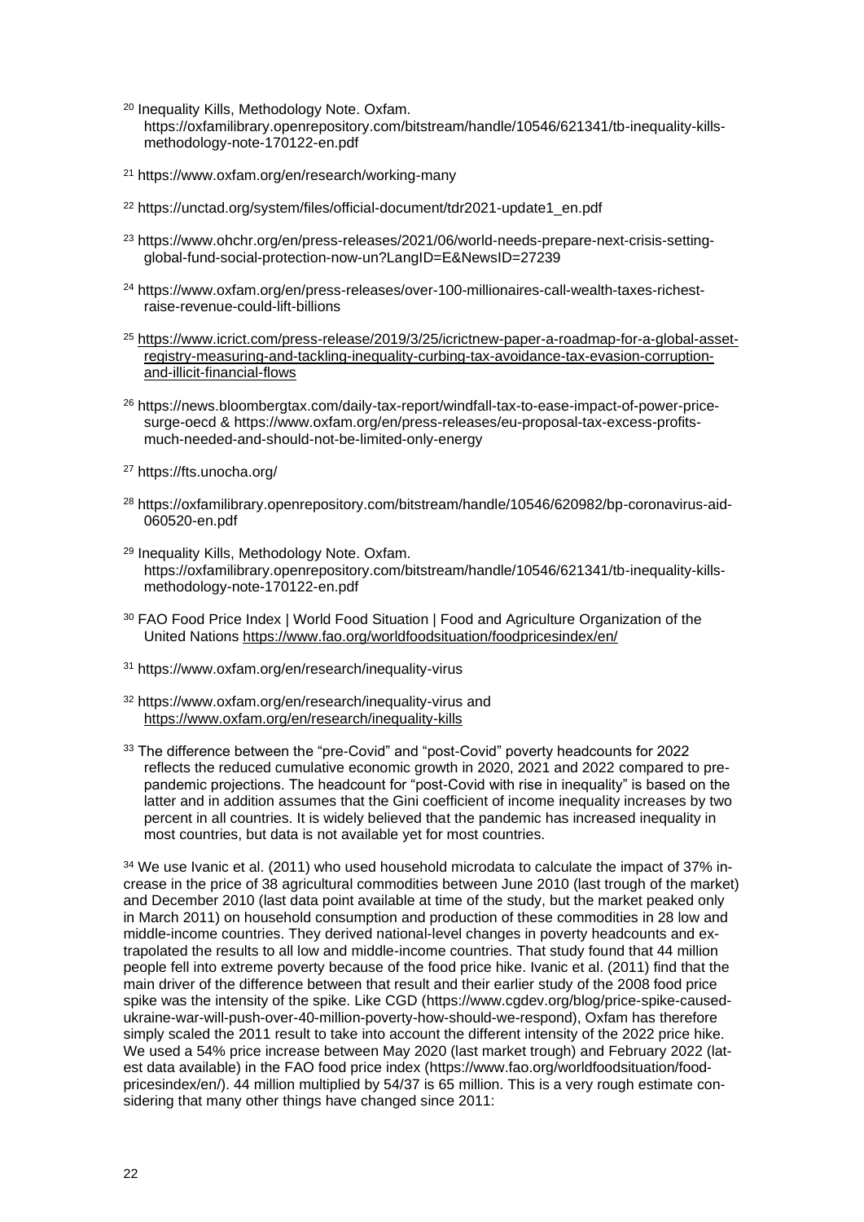[20] Inequality Kills, Methodology Note. Oxfam. https://oxfamilibrary.openrepository.com/bitstream/handle/10546/621341/tb-inequality-kills-methodology-note-170122-en.pdf

[21] https://www.oxfam.org/en/research/working-many

[22] https://unctad.org/system/files/official-document/tdr2021-update1_en.pdf

[23] https://www.ohchr.org/en/press-releases/2021/06/world-needs-prepare-next-crisis-setting-global-fund-social-protection-now-un?LangID=E&NewsID=27239

[24] https://www.oxfam.org/en/press-releases/over-100-millionaires-call-wealth-taxes-richest-raise-revenue-could-lift-billions

[25] https://www.icrict.com/press-release/2019/3/25/icrictnew-paper-a-roadmap-for-a-global-asset-registry-measuring-and-tackling-inequality-curbing-tax-avoidance-tax-evasion-corruption-and-illicit-financial-flows

[26] https://news.bloombergtax.com/daily-tax-report/windfall-tax-to-ease-impact-of-power-price-surge-oecd & https://www.oxfam.org/en/press-releases/eu-proposal-tax-excess-profits-much-needed-and-should-not-be-limited-only-energy

[27] https://fts.unocha.org/

[28] https://oxfamilibrary.openrepository.com/bitstream/handle/10546/620982/bp-coronavirus-aid-060520-en.pdf

[29] Inequality Kills, Methodology Note. Oxfam. https://oxfamilibrary.openrepository.com/bitstream/handle/10546/621341/tb-inequality-kills-methodology-note-170122-en.pdf

[30] FAO Food Price Index | World Food Situation | Food and Agriculture Organization of the United Nations https://www.fao.org/worldfoodsituation/foodpricesindex/en/

[31] https://www.oxfam.org/en/research/inequality-virus

[32] https://www.oxfam.org/en/research/inequality-virus and https://www.oxfam.org/en/research/inequality-kills

[33] The difference between the "pre-Covid" and "post-Covid" poverty headcounts for 2022 reflects the reduced cumulative economic growth in 2020, 2021 and 2022 compared to pre-pandemic projections. The headcount for "post-Covid with rise in inequality" is based on the latter and in addition assumes that the Gini coefficient of income inequality increases by two percent in all countries. It is widely believed that the pandemic has increased inequality in most countries, but data is not available yet for most countries.

[34] We use Ivanic et al. (2011) who used household microdata to calculate the impact of 37% increase in the price of 38 agricultural commodities between June 2010 (last trough of the market) and December 2010 (last data point available at time of the study, but the market peaked only in March 2011) on household consumption and production of these commodities in 28 low and middle-income countries. They derived national-level changes in poverty headcounts and extrapolated the results to all low and middle-income countries. That study found that 44 million people fell into extreme poverty because of the food price hike. Ivanic et al. (2011) find that the main driver of the difference between that result and their earlier study of the 2008 food price spike was the intensity of the spike. Like CGD (https://www.cgdev.org/blog/price-spike-caused-ukraine-war-will-push-over-40-million-poverty-how-should-we-respond), Oxfam has therefore simply scaled the 2011 result to take into account the different intensity of the 2022 price hike. We used a 54% price increase between May 2020 (last market trough) and February 2022 (latest data available) in the FAO food price index (https://www.fao.org/worldfoodsituation/foodpricesindex/en/). 44 million multiplied by 54/37 is 65 million. This is a very rough estimate considering that many other things have changed since 2011: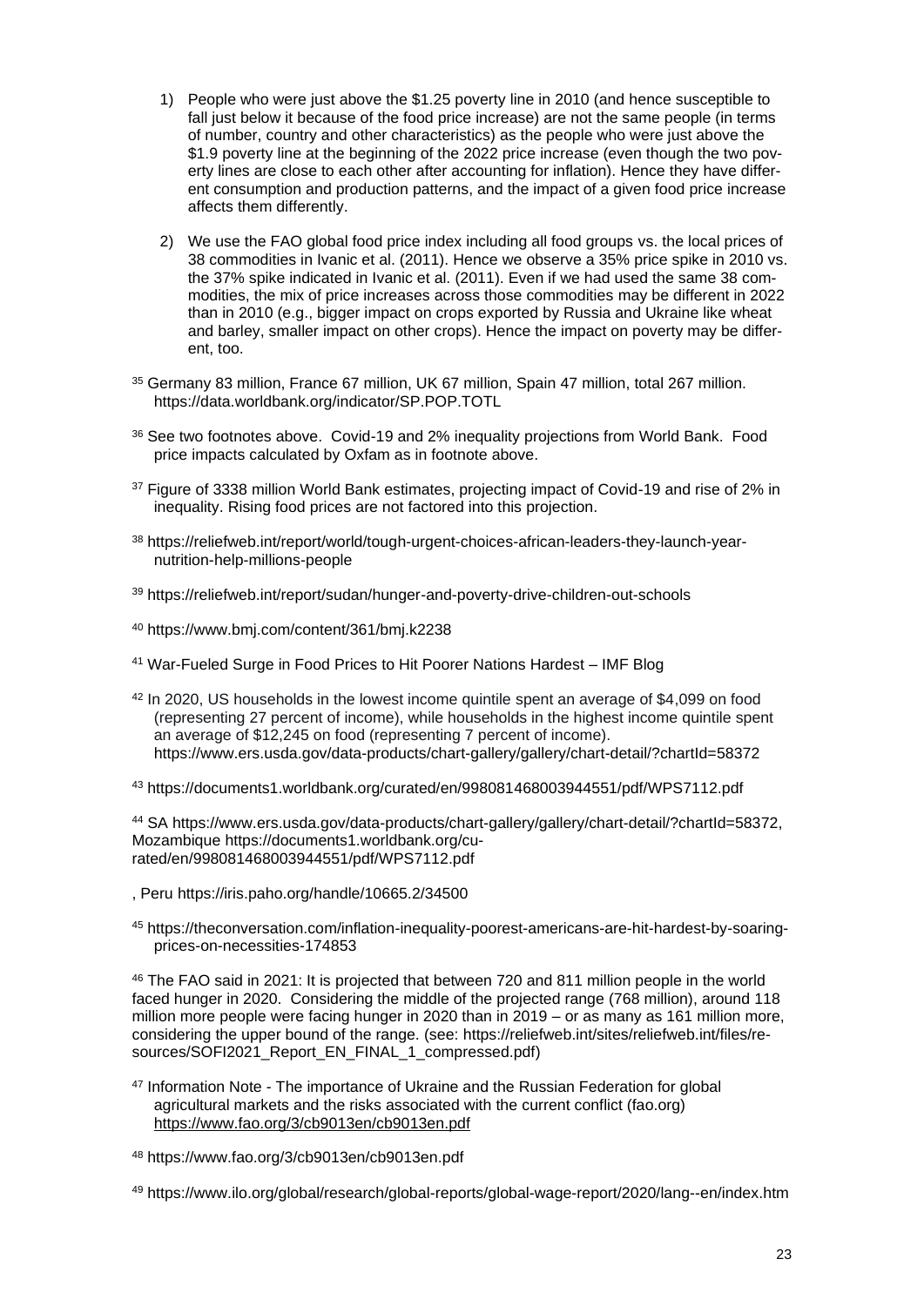1) People who were just above the $1.25 poverty line in 2010 (and hence susceptible to fall just below it because of the food price increase) are not the same people (in terms of number, country and other characteristics) as the people who were just above the $1.9 poverty line at the beginning of the 2022 price increase (even though the two poverty lines are close to each other after accounting for inflation). Hence they have different consumption and production patterns, and the impact of a given food price increase affects them differently.

2) We use the FAO global food price index including all food groups vs. the local prices of 38 commodities in Ivanic et al. (2011). Hence we observe a 35% price spike in 2010 vs. the 37% spike indicated in Ivanic et al. (2011). Even if we had used the same 38 commodities, the mix of price increases across those commodities may be different in 2022 than in 2010 (e.g., bigger impact on crops exported by Russia and Ukraine like wheat and barley, smaller impact on other crops). Hence the impact on poverty may be different, too.

[35] Germany 83 million, France 67 million, UK 67 million, Spain 47 million, total 267 million. https://data.worldbank.org/indicator/SP.POP.TOTL

[36] See two footnotes above. Covid-19 and 2% inequality projections from World Bank. Food price impacts calculated by Oxfam as in footnote above.

[37] Figure of 3338 million World Bank estimates, projecting impact of Covid-19 and rise of 2% in inequality. Rising food prices are not factored into this projection.

[38] https://reliefweb.int/report/world/tough-urgent-choices-african-leaders-they-launch-year-nutrition-help-millions-people

[39] https://reliefweb.int/report/sudan/hunger-and-poverty-drive-children-out-schools

[40] https://www.bmj.com/content/361/bmj.k2238

[41] War-Fueled Surge in Food Prices to Hit Poorer Nations Hardest – IMF Blog

[42] In 2020, US households in the lowest income quintile spent an average of $4,099 on food (representing 27 percent of income), while households in the highest income quintile spent an average of $12,245 on food (representing 7 percent of income). https://www.ers.usda.gov/data-products/chart-gallery/gallery/chart-detail/?chartId=58372

[43] https://documents1.worldbank.org/curated/en/998081468003944551/pdf/WPS7112.pdf

[44] SA https://www.ers.usda.gov/data-products/chart-gallery/gallery/chart-detail/?chartId=58372, Mozambique https://documents1.worldbank.org/curated/en/998081468003944551/pdf/WPS7112.pdf

, Peru https://iris.paho.org/handle/10665.2/34500

[45] https://theconversation.com/inflation-inequality-poorest-americans-are-hit-hardest-by-soaring-prices-on-necessities-174853

[46] The FAO said in 2021: It is projected that between 720 and 811 million people in the world faced hunger in 2020. Considering the middle of the projected range (768 million), around 118 million more people were facing hunger in 2020 than in 2019 – or as many as 161 million more, considering the upper bound of the range. (see: https://reliefweb.int/sites/reliefweb.int/files/resources/SOFI2021_Report_EN_FINAL_1_compressed.pdf)

[47] Information Note - The importance of Ukraine and the Russian Federation for global agricultural markets and the risks associated with the current conflict (fao.org) https://www.fao.org/3/cb9013en/cb9013en.pdf

[48] https://www.fao.org/3/cb9013en/cb9013en.pdf

[49] https://www.ilo.org/global/research/global-reports/global-wage-report/2020/lang--en/index.htm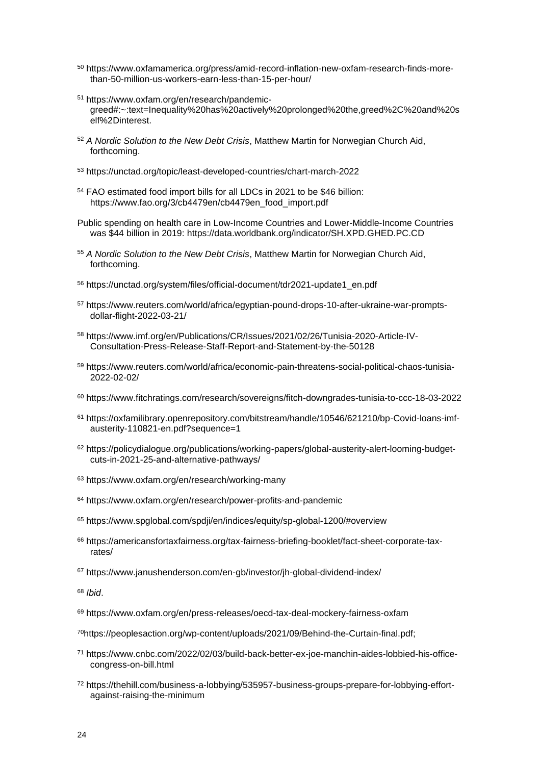[50] https://www.oxfamamerica.org/press/amid-record-inflation-new-oxfam-research-finds-more-than-50-million-us-workers-earn-less-than-15-per-hour/

[51] https://www.oxfam.org/en/research/pandemic-greed#:~:text=Inequality%20has%20actively%20prolonged%20the,greed%2C%20and%20self%2Dinterest.

[52] *A Nordic Solution to the New Debt Crisis*, Matthew Martin for Norwegian Church Aid, forthcoming.

[53] https://unctad.org/topic/least-developed-countries/chart-march-2022

[54] FAO estimated food import bills for all LDCs in 2021 to be $46 billion: https://www.fao.org/3/cb4479en/cb4479en_food_import.pdf

Public spending on health care in Low-Income Countries and Lower-Middle-Income Countries was $44 billion in 2019: https://data.worldbank.org/indicator/SH.XPD.GHED.PC.CD

[55] *A Nordic Solution to the New Debt Crisis*, Matthew Martin for Norwegian Church Aid, forthcoming.

[56] https://unctad.org/system/files/official-document/tdr2021-update1_en.pdf

[57] https://www.reuters.com/world/africa/egyptian-pound-drops-10-after-ukraine-war-prompts-dollar-flight-2022-03-21/

[58] https://www.imf.org/en/Publications/CR/Issues/2021/02/26/Tunisia-2020-Article-IV-Consultation-Press-Release-Staff-Report-and-Statement-by-the-50128

[59] https://www.reuters.com/world/africa/economic-pain-threatens-social-political-chaos-tunisia-2022-02-02/

[60] https://www.fitchratings.com/research/sovereigns/fitch-downgrades-tunisia-to-ccc-18-03-2022

[61] https://oxfamilibrary.openrepository.com/bitstream/handle/10546/621210/bp-Covid-loans-imf-austerity-110821-en.pdf?sequence=1

[62] https://policydialogue.org/publications/working-papers/global-austerity-alert-looming-budget-cuts-in-2021-25-and-alternative-pathways/

[63] https://www.oxfam.org/en/research/working-many

[64] https://www.oxfam.org/en/research/power-profits-and-pandemic

[65] https://www.spglobal.com/spdji/en/indices/equity/sp-global-1200/#overview

[66] https://americansfortaxfairness.org/tax-fairness-briefing-booklet/fact-sheet-corporate-tax-rates/

[67] https://www.janushenderson.com/en-gb/investor/jh-global-dividend-index/

[68] *Ibid*.

[69] https://www.oxfam.org/en/press-releases/oecd-tax-deal-mockery-fairness-oxfam

[70] https://peoplesaction.org/wp-content/uploads/2021/09/Behind-the-Curtain-final.pdf;

[71] https://www.cnbc.com/2022/02/03/build-back-better-ex-joe-manchin-aides-lobbied-his-office-congress-on-bill.html

[72] https://thehill.com/business-a-lobbying/535957-business-groups-prepare-for-lobbying-effort-against-raising-the-minimum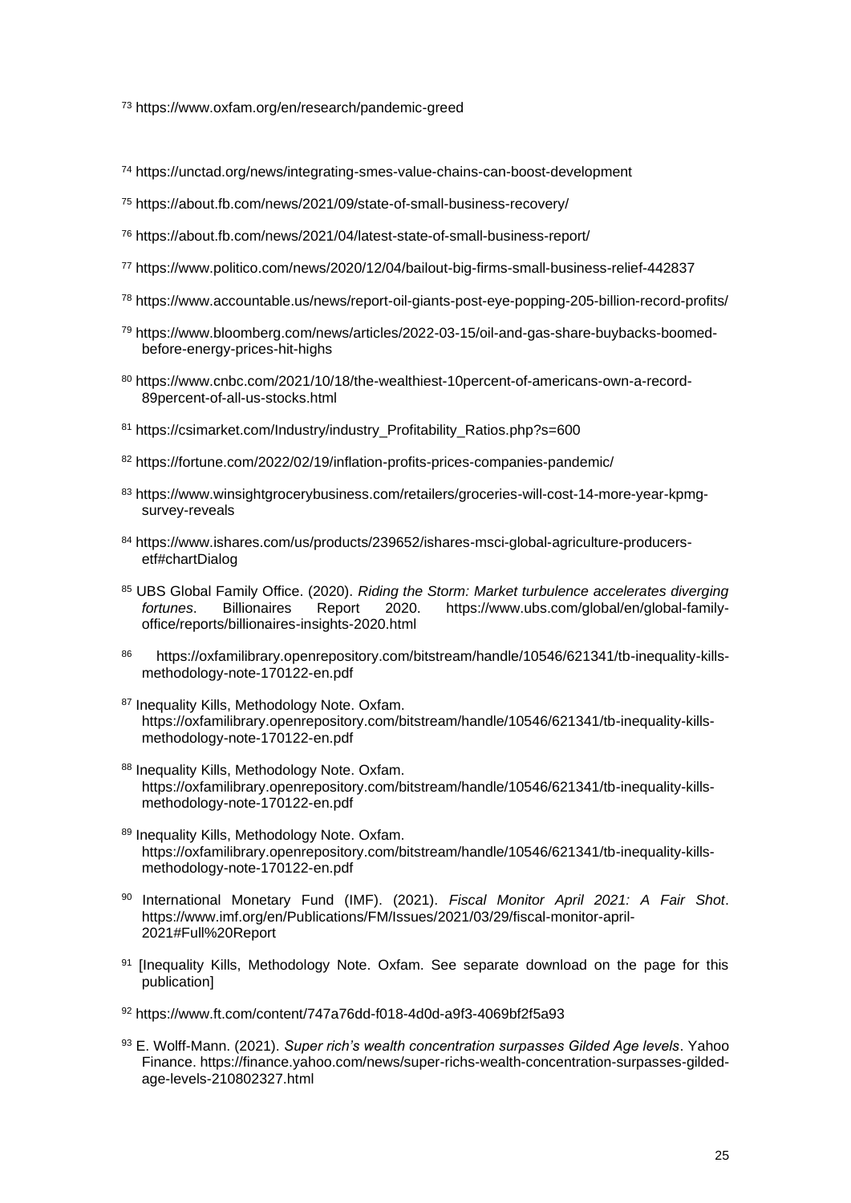[73] https://www.oxfam.org/en/research/pandemic-greed

[74] https://unctad.org/news/integrating-smes-value-chains-can-boost-development

[75] https://about.fb.com/news/2021/09/state-of-small-business-recovery/

[76] https://about.fb.com/news/2021/04/latest-state-of-small-business-report/

[77] https://www.politico.com/news/2020/12/04/bailout-big-firms-small-business-relief-442837

[78] https://www.accountable.us/news/report-oil-giants-post-eye-popping-205-billion-record-profits/

[79] https://www.bloomberg.com/news/articles/2022-03-15/oil-and-gas-share-buybacks-boomed-before-energy-prices-hit-highs

[80] https://www.cnbc.com/2021/10/18/the-wealthiest-10percent-of-americans-own-a-record-89percent-of-all-us-stocks.html

[81] https://csimarket.com/Industry/industry_Profitability_Ratios.php?s=600

[82] https://fortune.com/2022/02/19/inflation-profits-prices-companies-pandemic/

[83] https://www.winsightgrocerybusiness.com/retailers/groceries-will-cost-14-more-year-kpmg-survey-reveals

[84] https://www.ishares.com/us/products/239652/ishares-msci-global-agriculture-producers-etf#chartDialog

[85] UBS Global Family Office. (2020). *Riding the Storm: Market turbulence accelerates diverging fortunes*. Billionaires Report 2020. https://www.ubs.com/global/en/global-family-office/reports/billionaires-insights-2020.html

[86] https://oxfamilibrary.openrepository.com/bitstream/handle/10546/621341/tb-inequality-kills-methodology-note-170122-en.pdf

[87] Inequality Kills, Methodology Note. Oxfam. https://oxfamilibrary.openrepository.com/bitstream/handle/10546/621341/tb-inequality-kills-methodology-note-170122-en.pdf

[88] Inequality Kills, Methodology Note. Oxfam. https://oxfamilibrary.openrepository.com/bitstream/handle/10546/621341/tb-inequality-kills-methodology-note-170122-en.pdf

[89] Inequality Kills, Methodology Note. Oxfam. https://oxfamilibrary.openrepository.com/bitstream/handle/10546/621341/tb-inequality-kills-methodology-note-170122-en.pdf

[90] International Monetary Fund (IMF). (2021). *Fiscal Monitor April 2021: A Fair Shot*. https://www.imf.org/en/Publications/FM/Issues/2021/03/29/fiscal-monitor-april-2021#Full%20Report

[91] [Inequality Kills, Methodology Note. Oxfam. See separate download on the page for this publication]

[92] https://www.ft.com/content/747a76dd-f018-4d0d-a9f3-4069bf2f5a93

[93] E. Wolff-Mann. (2021). *Super rich's wealth concentration surpasses Gilded Age levels*. Yahoo Finance. https://finance.yahoo.com/news/super-richs-wealth-concentration-surpasses-gilded-age-levels-210802327.html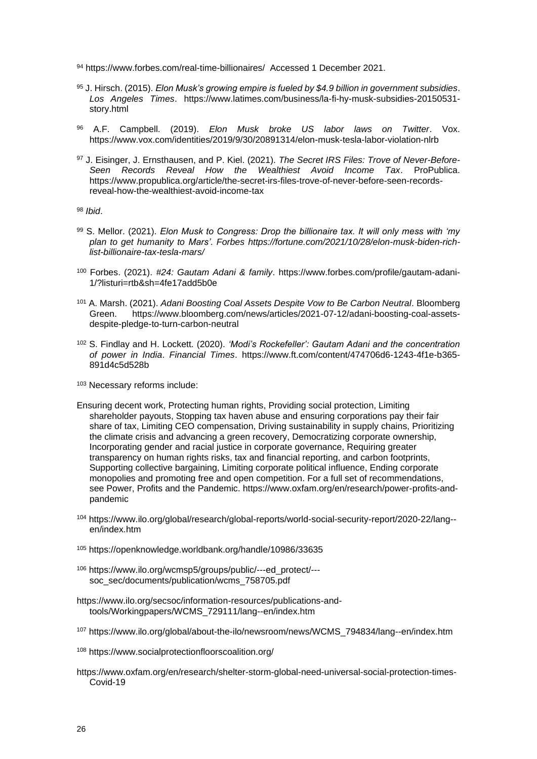[94] https://www.forbes.com/real-time-billionaires/ Accessed 1 December 2021.

[95] J. Hirsch. (2015). *Elon Musk's growing empire is fueled by $4.9 billion in government subsidies*. *Los Angeles Times*. https://www.latimes.com/business/la-fi-hy-musk-subsidies-20150531-story.html

[96] A.F. Campbell. (2019). *Elon Musk broke US labor laws on Twitter*. Vox. https://www.vox.com/identities/2019/9/30/20891314/elon-musk-tesla-labor-violation-nlrb

[97] J. Eisinger, J. Ernsthausen, and P. Kiel. (2021). *The Secret IRS Files: Trove of Never-Before-Seen Records Reveal How the Wealthiest Avoid Income Tax*. ProPublica. https://www.propublica.org/article/the-secret-irs-files-trove-of-never-before-seen-records-reveal-how-the-wealthiest-avoid-income-tax

[98] *Ibid*.

[99] S. Mellor. (2021). *Elon Musk to Congress: Drop the billionaire tax. It will only mess with 'my plan to get humanity to Mars'. Forbes https://fortune.com/2021/10/28/elon-musk-biden-rich-list-billionaire-tax-tesla-mars/*

[100] Forbes. (2021). *#24: Gautam Adani & family*. https://www.forbes.com/profile/gautam-adani-1/?listuri=rtb&sh=4fe17add5b0e

[101] A. Marsh. (2021). *Adani Boosting Coal Assets Despite Vow to Be Carbon Neutral*. Bloomberg Green. https://www.bloomberg.com/news/articles/2021-07-12/adani-boosting-coal-assets-despite-pledge-to-turn-carbon-neutral

[102] S. Findlay and H. Lockett. (2020). *'Modi's Rockefeller': Gautam Adani and the concentration of power in India*. *Financial Times*. https://www.ft.com/content/474706d6-1243-4f1e-b365-891d4c5d528b

[103] Necessary reforms include:

Ensuring decent work, Protecting human rights, Providing social protection, Limiting shareholder payouts, Stopping tax haven abuse and ensuring corporations pay their fair share of tax, Limiting CEO compensation, Driving sustainability in supply chains, Prioritizing the climate crisis and advancing a green recovery, Democratizing corporate ownership, Incorporating gender and racial justice in corporate governance, Requiring greater transparency on human rights risks, tax and financial reporting, and carbon footprints, Supporting collective bargaining, Limiting corporate political influence, Ending corporate monopolies and promoting free and open competition. For a full set of recommendations, see Power, Profits and the Pandemic. https://www.oxfam.org/en/research/power-profits-and-pandemic

[104] https://www.ilo.org/global/research/global-reports/world-social-security-report/2020-22/lang--en/index.htm

[105] https://openknowledge.worldbank.org/handle/10986/33635

[106] https://www.ilo.org/wcmsp5/groups/public/---ed_protect/---soc_sec/documents/publication/wcms_758705.pdf

https://www.ilo.org/secsoc/information-resources/publications-and-tools/Workingpapers/WCMS_729111/lang--en/index.htm

[107] https://www.ilo.org/global/about-the-ilo/newsroom/news/WCMS_794834/lang--en/index.htm

[108] https://www.socialprotectionfloorscoalition.org/

https://www.oxfam.org/en/research/shelter-storm-global-need-universal-social-protection-times-Covid-19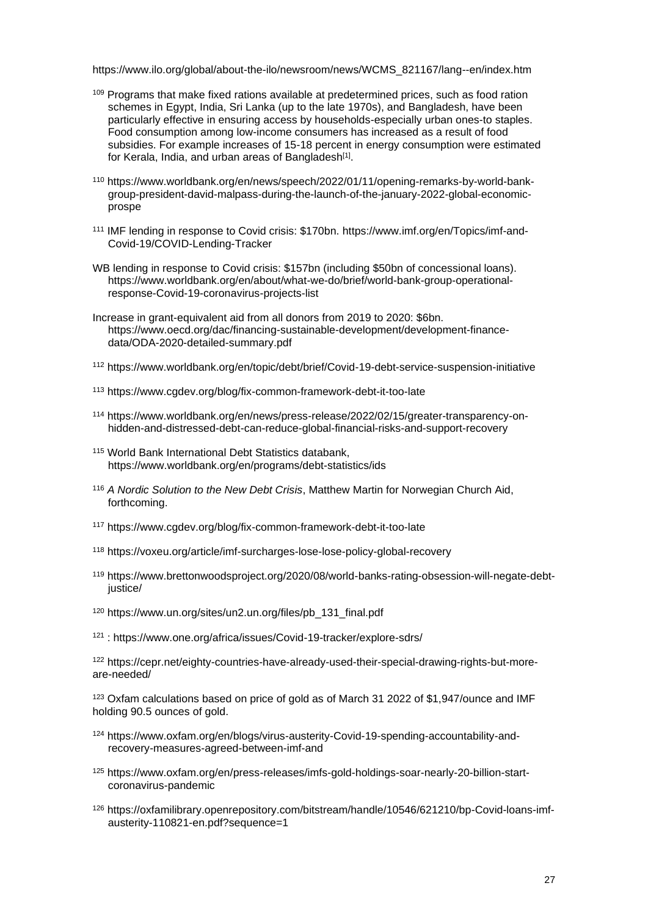https://www.ilo.org/global/about-the-ilo/newsroom/news/WCMS_821167/lang--en/index.htm

[109] Programs that make fixed rations available at predetermined prices, such as food ration schemes in Egypt, India, Sri Lanka (up to the late 1970s), and Bangladesh, have been particularly effective in ensuring access by households-especially urban ones-to staples. Food consumption among low-income consumers has increased as a result of food subsidies. For example increases of 15-18 percent in energy consumption were estimated for Kerala, India, and urban areas of Bangladesh[1].

[110] https://www.worldbank.org/en/news/speech/2022/01/11/opening-remarks-by-world-bank-group-president-david-malpass-during-the-launch-of-the-january-2022-global-economic-prospe

[111] IMF lending in response to Covid crisis: $170bn. https://www.imf.org/en/Topics/imf-and-Covid-19/COVID-Lending-Tracker

WB lending in response to Covid crisis: $157bn (including $50bn of concessional loans). https://www.worldbank.org/en/about/what-we-do/brief/world-bank-group-operational-response-Covid-19-coronavirus-projects-list

Increase in grant-equivalent aid from all donors from 2019 to 2020: $6bn. https://www.oecd.org/dac/financing-sustainable-development/development-finance-data/ODA-2020-detailed-summary.pdf

[112] https://www.worldbank.org/en/topic/debt/brief/Covid-19-debt-service-suspension-initiative

[113] https://www.cgdev.org/blog/fix-common-framework-debt-it-too-late

[114] https://www.worldbank.org/en/news/press-release/2022/02/15/greater-transparency-on-hidden-and-distressed-debt-can-reduce-global-financial-risks-and-support-recovery

[115] World Bank International Debt Statistics databank, https://www.worldbank.org/en/programs/debt-statistics/ids

[116] *A Nordic Solution to the New Debt Crisis*, Matthew Martin for Norwegian Church Aid, forthcoming.

[117] https://www.cgdev.org/blog/fix-common-framework-debt-it-too-late

[118] https://voxeu.org/article/imf-surcharges-lose-lose-policy-global-recovery

[119] https://www.brettonwoodsproject.org/2020/08/world-banks-rating-obsession-will-negate-debt-justice/

[120] https://www.un.org/sites/un2.un.org/files/pb_131_final.pdf

[121] : https://www.one.org/africa/issues/Covid-19-tracker/explore-sdrs/

[122] https://cepr.net/eighty-countries-have-already-used-their-special-drawing-rights-but-more-are-needed/

[123] Oxfam calculations based on price of gold as of March 31 2022 of $1,947/ounce and IMF holding 90.5 ounces of gold.

[124] https://www.oxfam.org/en/blogs/virus-austerity-Covid-19-spending-accountability-and-recovery-measures-agreed-between-imf-and

[125] https://www.oxfam.org/en/press-releases/imfs-gold-holdings-soar-nearly-20-billion-start-coronavirus-pandemic

[126] https://oxfamilibrary.openrepository.com/bitstream/handle/10546/621210/bp-Covid-loans-imf-austerity-110821-en.pdf?sequence=1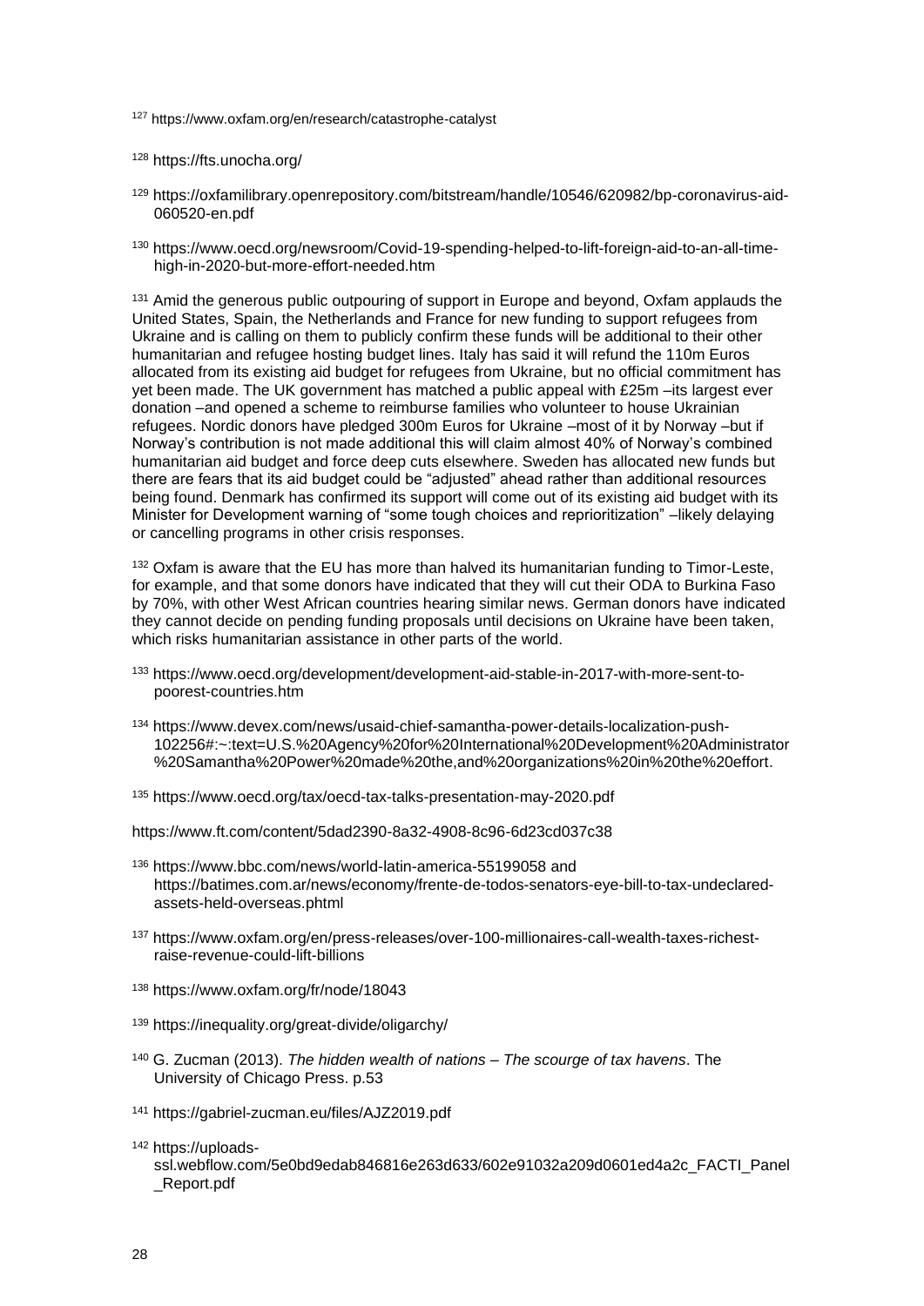[127] https://www.oxfam.org/en/research/catastrophe-catalyst

[128] https://fts.unocha.org/

[129] https://oxfamilibrary.openrepository.com/bitstream/handle/10546/620982/bp-coronavirus-aid-060520-en.pdf

[130] https://www.oecd.org/newsroom/Covid-19-spending-helped-to-lift-foreign-aid-to-an-all-time-high-in-2020-but-more-effort-needed.htm

[131] Amid the generous public outpouring of support in Europe and beyond, Oxfam applauds the United States, Spain, the Netherlands and France for new funding to support refugees from Ukraine and is calling on them to publicly confirm these funds will be additional to their other humanitarian and refugee hosting budget lines. Italy has said it will refund the 110m Euros allocated from its existing aid budget for refugees from Ukraine, but no official commitment has yet been made. The UK government has matched a public appeal with £25m –its largest ever donation –and opened a scheme to reimburse families who volunteer to house Ukrainian refugees. Nordic donors have pledged 300m Euros for Ukraine –most of it by Norway –but if Norway's contribution is not made additional this will claim almost 40% of Norway's combined humanitarian aid budget and force deep cuts elsewhere. Sweden has allocated new funds but there are fears that its aid budget could be "adjusted" ahead rather than additional resources being found. Denmark has confirmed its support will come out of its existing aid budget with its Minister for Development warning of "some tough choices and reprioritization" –likely delaying or cancelling programs in other crisis responses.

[132] Oxfam is aware that the EU has more than halved its humanitarian funding to Timor-Leste, for example, and that some donors have indicated that they will cut their ODA to Burkina Faso by 70%, with other West African countries hearing similar news. German donors have indicated they cannot decide on pending funding proposals until decisions on Ukraine have been taken, which risks humanitarian assistance in other parts of the world.

[133] https://www.oecd.org/development/development-aid-stable-in-2017-with-more-sent-to-poorest-countries.htm

[134] https://www.devex.com/news/usaid-chief-samantha-power-details-localization-push-102256#:~:text=U.S.%20Agency%20for%20International%20Development%20Administrator%20Samantha%20Power%20made%20the,and%20organizations%20in%20the%20effort.

[135] https://www.oecd.org/tax/oecd-tax-talks-presentation-may-2020.pdf

https://www.ft.com/content/5dad2390-8a32-4908-8c96-6d23cd037c38

[136] https://www.bbc.com/news/world-latin-america-55199058 and https://batimes.com.ar/news/economy/frente-de-todos-senators-eye-bill-to-tax-undeclared-assets-held-overseas.phtml

[137] https://www.oxfam.org/en/press-releases/over-100-millionaires-call-wealth-taxes-richest-raise-revenue-could-lift-billions

[138] https://www.oxfam.org/fr/node/18043

[139] https://inequality.org/great-divide/oligarchy/

[140] G. Zucman (2013). *The hidden wealth of nations – The scourge of tax havens*. The University of Chicago Press. p.53

[141] https://gabriel-zucman.eu/files/AJZ2019.pdf

[142] https://uploads-ssl.webflow.com/5e0bd9edab846816e263d633/602e91032a209d0601ed4a2c_FACTI_Panel_Report.pdf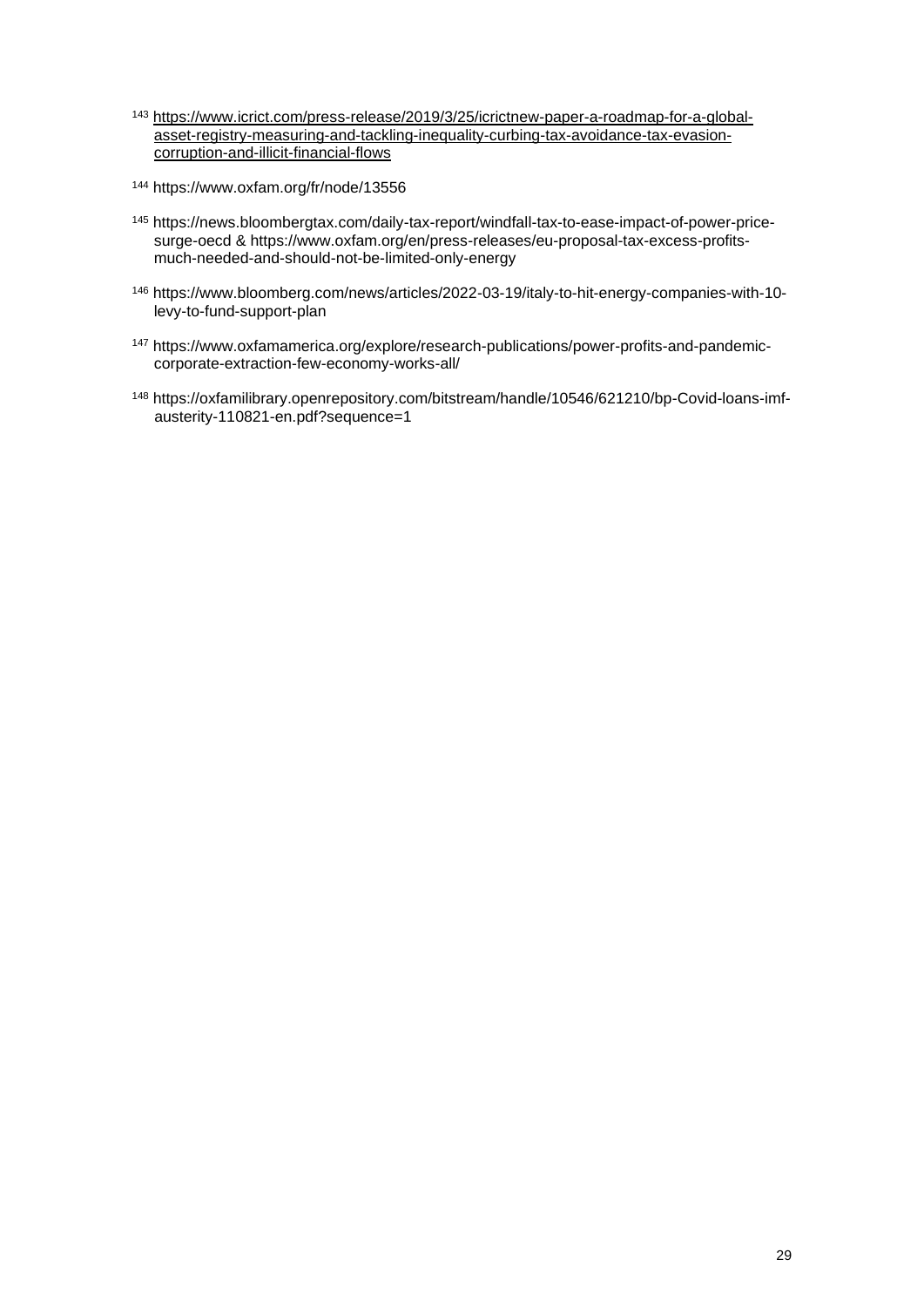[143] https://www.icrict.com/press-release/2019/3/25/icrictnew-paper-a-roadmap-for-a-global-asset-registry-measuring-and-tackling-inequality-curbing-tax-avoidance-tax-evasion-corruption-and-illicit-financial-flows

[144] https://www.oxfam.org/fr/node/13556

[145] https://news.bloombergtax.com/daily-tax-report/windfall-tax-to-ease-impact-of-power-price-surge-oecd & https://www.oxfam.org/en/press-releases/eu-proposal-tax-excess-profits-much-needed-and-should-not-be-limited-only-energy

[146] https://www.bloomberg.com/news/articles/2022-03-19/italy-to-hit-energy-companies-with-10-levy-to-fund-support-plan

[147] https://www.oxfamamerica.org/explore/research-publications/power-profits-and-pandemic-corporate-extraction-few-economy-works-all/

[148] https://oxfamilibrary.openrepository.com/bitstream/handle/10546/621210/bp-Covid-loans-imf-austerity-110821-en.pdf?sequence=1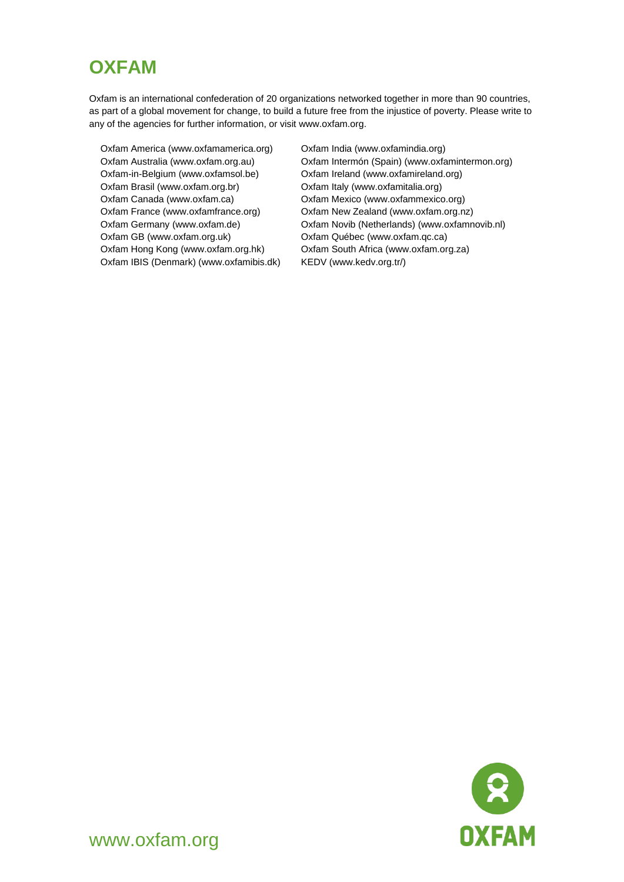# OXFAM

Oxfam is an international confederation of 20 organizations networked together in more than 90 countries, as part of a global movement for change, to build a future free from the injustice of poverty. Please write to any of the agencies for further information, or visit www.oxfam.org.

Oxfam America (www.oxfamamerica.org)
Oxfam Australia (www.oxfam.org.au)
Oxfam-in-Belgium (www.oxfamsol.be)
Oxfam Brasil (www.oxfam.org.br)
Oxfam Canada (www.oxfam.ca)
Oxfam France (www.oxfamfrance.org)
Oxfam Germany (www.oxfam.de)
Oxfam GB (www.oxfam.org.uk)
Oxfam Hong Kong (www.oxfam.org.hk)
Oxfam IBIS (Denmark) (www.oxfamibis.dk)
Oxfam India (www.oxfamindia.org)
Oxfam Intermón (Spain) (www.oxfamintermon.org)
Oxfam Ireland (www.oxfamireland.org)
Oxfam Italy (www.oxfamitalia.org)
Oxfam Mexico (www.oxfammexico.org)
Oxfam New Zealand (www.oxfam.org.nz)
Oxfam Novib (Netherlands) (www.oxfamnovib.nl)
Oxfam Québec (www.oxfam.qc.ca)
Oxfam South Africa (www.oxfam.org.za)
KEDV (www.kedv.org.tr/)

www.oxfam.org

OXFAM